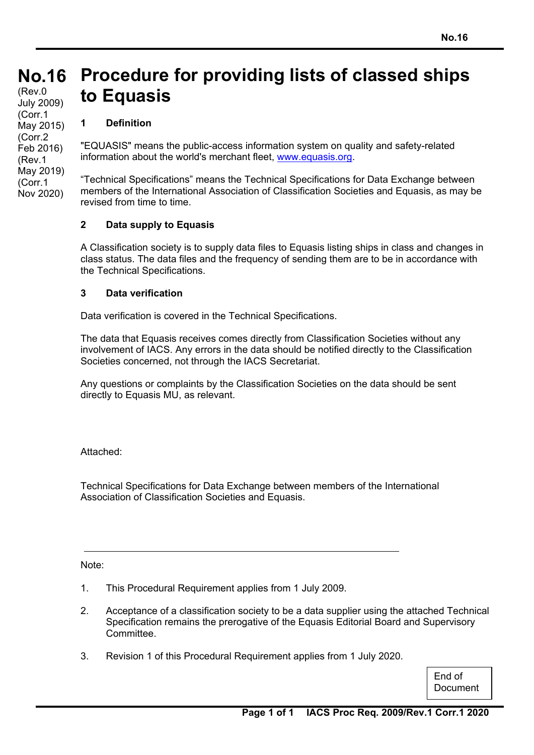# No.16 Procedure for providing lists of classed ships to Equasis

(Rev.0 July 2009)
(Corr.1 May 2015)
(Corr.2 Feb 2016)
(Rev.1 May 2019)
(Corr.1 Nov 2020)

## 1 Definition

"EQUASIS" means the public-access information system on quality and safety-related information about the world's merchant fleet, www.equasis.org.

"Technical Specifications" means the Technical Specifications for Data Exchange between members of the International Association of Classification Societies and Equasis, as may be revised from time to time.

## 2 Data supply to Equasis

A Classification society is to supply data files to Equasis listing ships in class and changes in class status. The data files and the frequency of sending them are to be in accordance with the Technical Specifications.

## 3 Data verification

Data verification is covered in the Technical Specifications.

The data that Equasis receives comes directly from Classification Societies without any involvement of IACS. Any errors in the data should be notified directly to the Classification Societies concerned, not through the IACS Secretariat.

Any questions or complaints by the Classification Societies on the data should be sent directly to Equasis MU, as relevant.

Attached:

Technical Specifications for Data Exchange between members of the International Association of Classification Societies and Equasis.

---

Note:

1. This Procedural Requirement applies from 1 July 2009.
2. Acceptance of a classification society to be a data supplier using the attached Technical Specification remains the prerogative of the Equasis Editorial Board and Supervisory Committee.
3. Revision 1 of this Procedural Requirement applies from 1 July 2020.

End of Document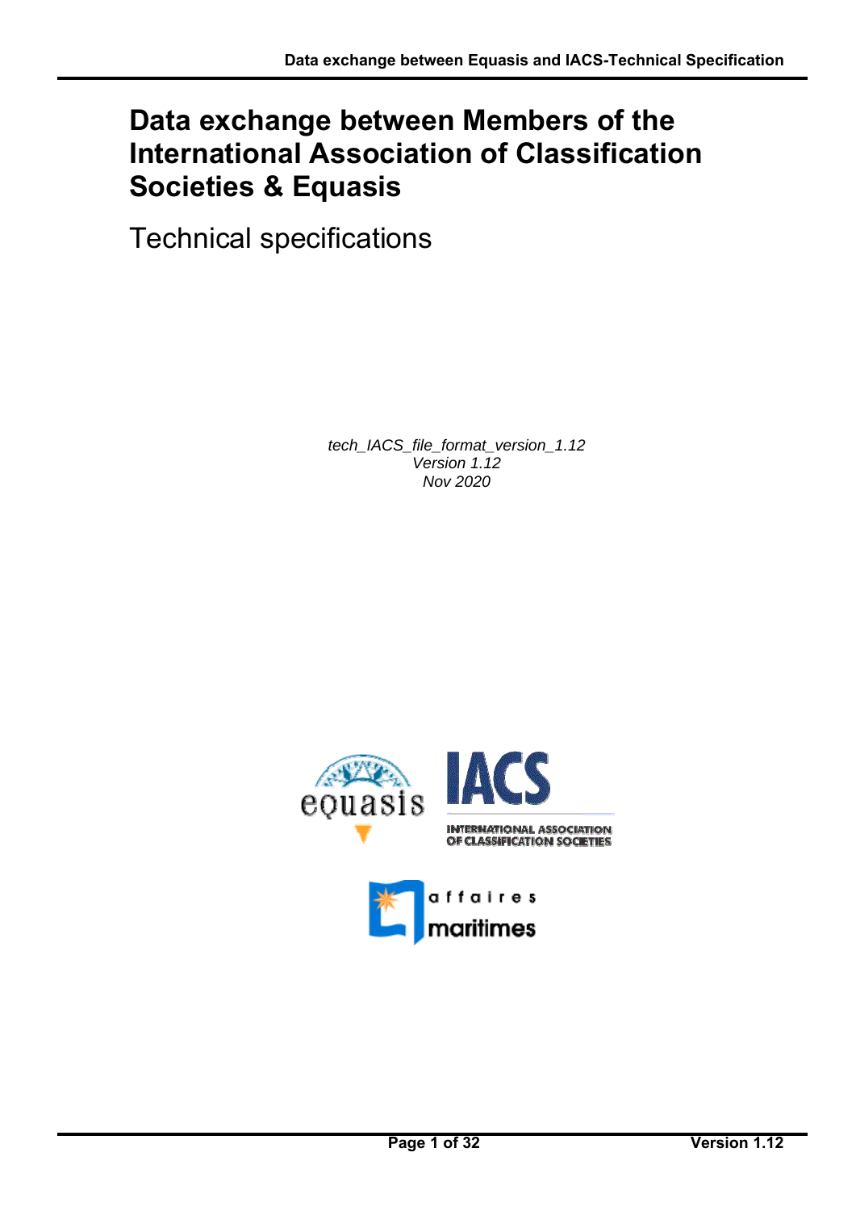# Data exchange between Members of the International Association of Classification Societies & Equasis

Technical specifications

*tech_IACS_file_format_version_1.12*
*Version 1.12*
*Nov 2020*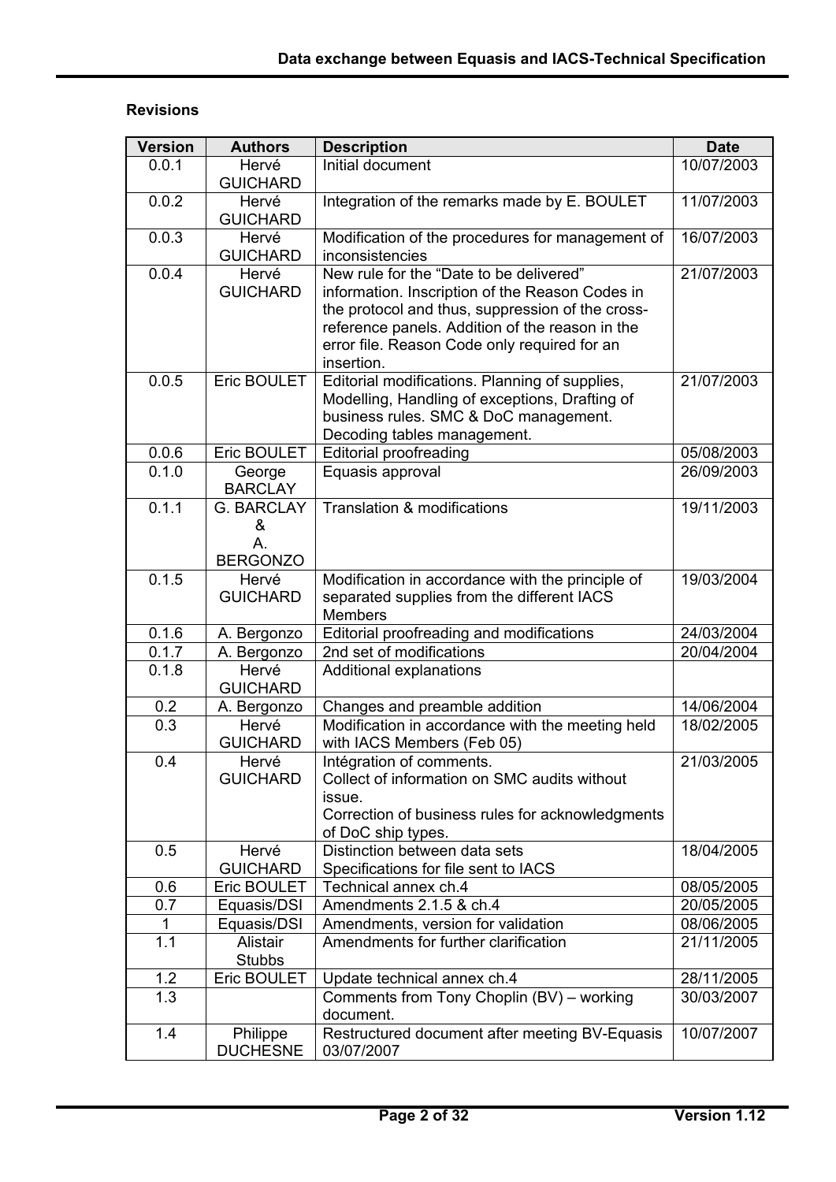**Revisions**

| Version | Authors | Description | Date |
|---|---|---|---|
| 0.0.1 | Hervé GUICHARD | Initial document | 10/07/2003 |
| 0.0.2 | Hervé GUICHARD | Integration of the remarks made by E. BOULET | 11/07/2003 |
| 0.0.3 | Hervé GUICHARD | Modification of the procedures for management of inconsistencies | 16/07/2003 |
| 0.0.4 | Hervé GUICHARD | New rule for the "Date to be delivered" information. Inscription of the Reason Codes in the protocol and thus, suppression of the cross-reference panels. Addition of the reason in the error file. Reason Code only required for an insertion. | 21/07/2003 |
| 0.0.5 | Eric BOULET | Editorial modifications. Planning of supplies, Modelling, Handling of exceptions, Drafting of business rules. SMC & DoC management. Decoding tables management. | 21/07/2003 |
| 0.0.6 | Eric BOULET | Editorial proofreading | 05/08/2003 |
| 0.1.0 | George BARCLAY | Equasis approval | 26/09/2003 |
| 0.1.1 | G. BARCLAY & A. BERGONZO | Translation & modifications | 19/11/2003 |
| 0.1.5 | Hervé GUICHARD | Modification in accordance with the principle of separated supplies from the different IACS Members | 19/03/2004 |
| 0.1.6 | A. Bergonzo | Editorial proofreading and modifications | 24/03/2004 |
| 0.1.7 | A. Bergonzo | 2nd set of modifications | 20/04/2004 |
| 0.1.8 | Hervé GUICHARD | Additional explanations | |
| 0.2 | A. Bergonzo | Changes and preamble addition | 14/06/2004 |
| 0.3 | Hervé GUICHARD | Modification in accordance with the meeting held with IACS Members (Feb 05) | 18/02/2005 |
| 0.4 | Hervé GUICHARD | Intégration of comments.<br>Collect of information on SMC audits without issue.<br>Correction of business rules for acknowledgments of DoC ship types. | 21/03/2005 |
| 0.5 | Hervé GUICHARD | Distinction between data sets<br>Specifications for file sent to IACS | 18/04/2005 |
| 0.6 | Eric BOULET | Technical annex ch.4 | 08/05/2005 |
| 0.7 | Equasis/DSI | Amendments 2.1.5 & ch.4 | 20/05/2005 |
| 1 | Equasis/DSI | Amendments, version for validation | 08/06/2005 |
| 1.1 | Alistair Stubbs | Amendments for further clarification | 21/11/2005 |
| 1.2 | Eric BOULET | Update technical annex ch.4 | 28/11/2005 |
| 1.3 | | Comments from Tony Choplin (BV) – working document. | 30/03/2007 |
| 1.4 | Philippe DUCHESNE | Restructured document after meeting BV-Equasis 03/07/2007 | 10/07/2007 |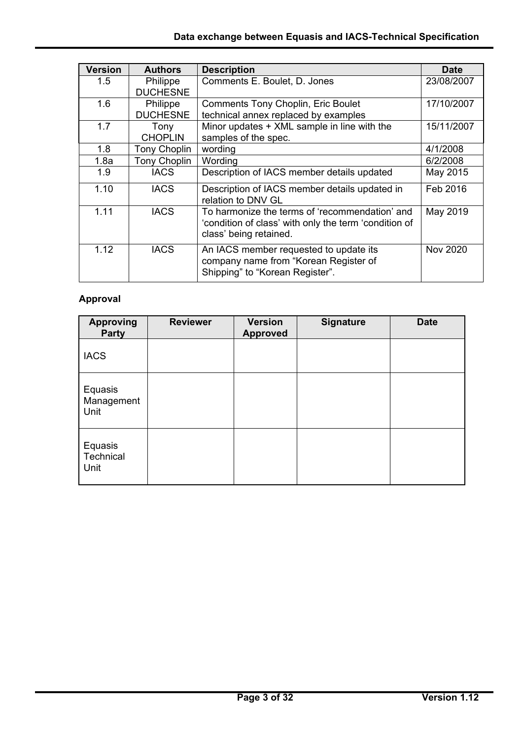| Version | Authors | Description | Date |
|---|---|---|---|
| 1.5 | Philippe DUCHESNE | Comments E. Boulet, D. Jones | 23/08/2007 |
| 1.6 | Philippe DUCHESNE | Comments Tony Choplin, Eric Boulet technical annex replaced by examples | 17/10/2007 |
| 1.7 | Tony CHOPLIN | Minor updates + XML sample in line with the samples of the spec. | 15/11/2007 |
| 1.8 | Tony Choplin | wording | 4/1/2008 |
| 1.8a | Tony Choplin | Wording | 6/2/2008 |
| 1.9 | IACS | Description of IACS member details updated | May 2015 |
| 1.10 | IACS | Description of IACS member details updated in relation to DNV GL | Feb 2016 |
| 1.11 | IACS | To harmonize the terms of 'recommendation' and 'condition of class' with only the term 'condition of class' being retained. | May 2019 |
| 1.12 | IACS | An IACS member requested to update its company name from "Korean Register of Shipping" to "Korean Register". | Nov 2020 |

**Approval**

| Approving Party | Reviewer | Version Approved | Signature | Date |
|---|---|---|---|---|
| IACS | | | | |
| Equasis Management Unit | | | | |
| Equasis Technical Unit | | | | |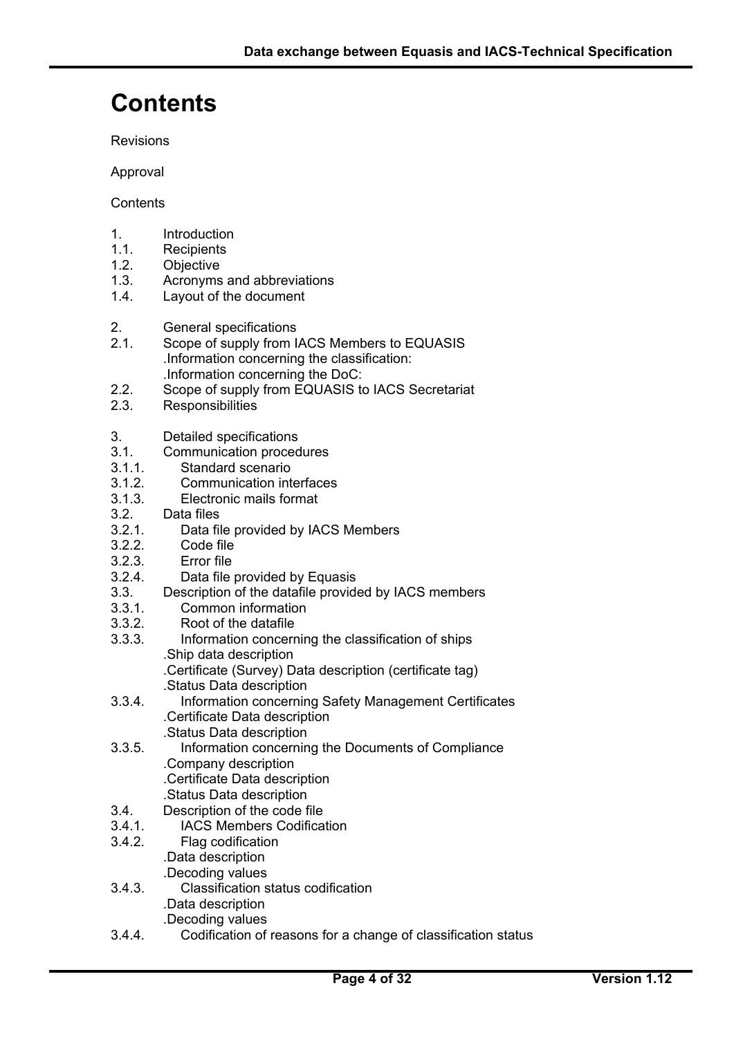# Contents

Revisions

Approval

Contents

1. Introduction
1.1. Recipients
1.2. Objective
1.3. Acronyms and abbreviations
1.4. Layout of the document

2. General specifications
2.1. Scope of supply from IACS Members to EQUASIS
   .Information concerning the classification:
   .Information concerning the DoC:
2.2. Scope of supply from EQUASIS to IACS Secretariat
2.3. Responsibilities

3. Detailed specifications
3.1. Communication procedures
3.1.1. Standard scenario
3.1.2. Communication interfaces
3.1.3. Electronic mails format
3.2. Data files
3.2.1. Data file provided by IACS Members
3.2.2. Code file
3.2.3. Error file
3.2.4. Data file provided by Equasis
3.3. Description of the datafile provided by IACS members
3.3.1. Common information
3.3.2. Root of the datafile
3.3.3. Information concerning the classification of ships
   .Ship data description
   .Certificate (Survey) Data description (certificate tag)
   .Status Data description
3.3.4. Information concerning Safety Management Certificates
   .Certificate Data description
   .Status Data description
3.3.5. Information concerning the Documents of Compliance
   .Company description
   .Certificate Data description
   .Status Data description
3.4. Description of the code file
3.4.1. IACS Members Codification
3.4.2. Flag codification
   .Data description
   .Decoding values
3.4.3. Classification status codification
   .Data description
   .Decoding values
3.4.4. Codification of reasons for a change of classification status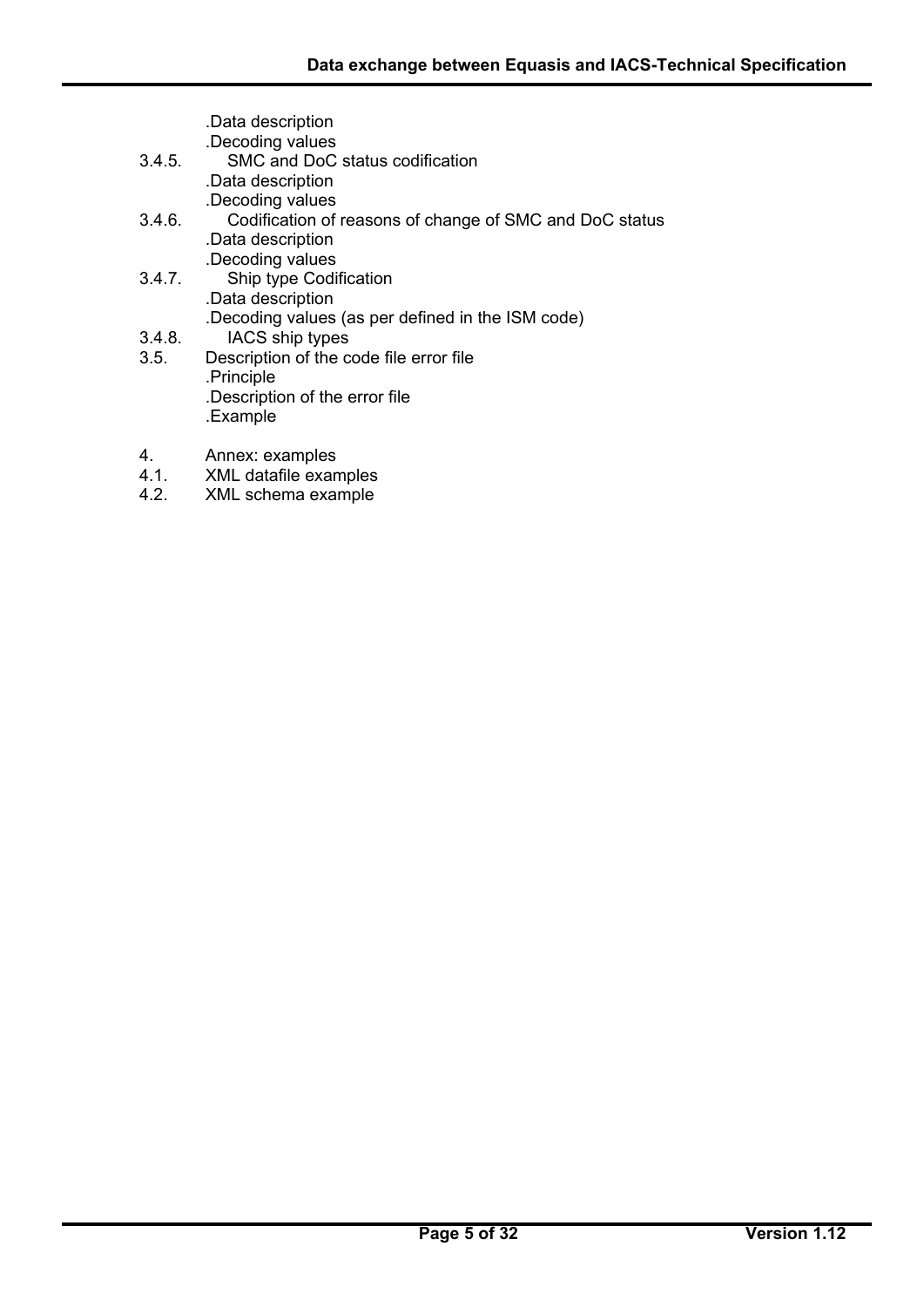.Data description
.Decoding values

3.4.5. SMC and DoC status codification
.Data description
.Decoding values

3.4.6. Codification of reasons of change of SMC and DoC status
.Data description
.Decoding values

3.4.7. Ship type Codification
.Data description
.Decoding values (as per defined in the ISM code)

3.4.8. IACS ship types

3.5. Description of the code file error file
.Principle
.Description of the error file
.Example

4. Annex: examples

4.1. XML datafile examples

4.2. XML schema example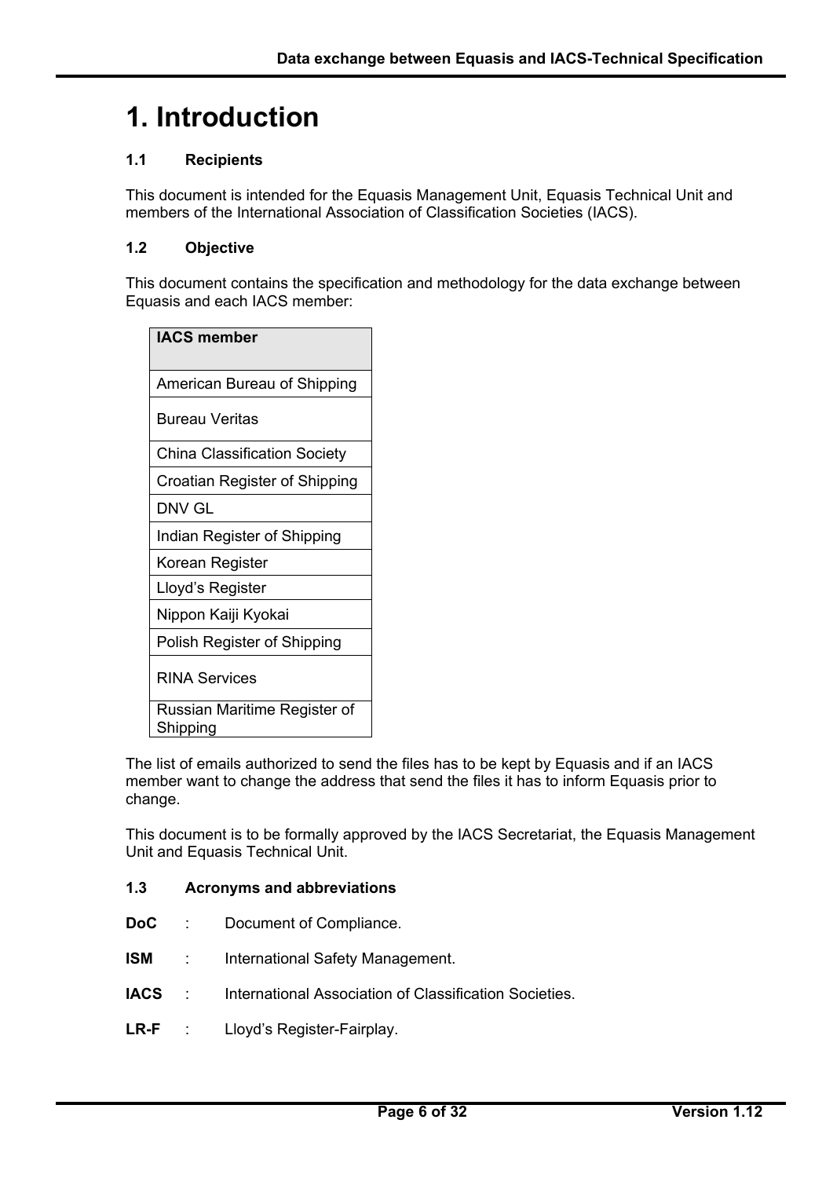# 1. Introduction

### 1.1 Recipients

This document is intended for the Equasis Management Unit, Equasis Technical Unit and members of the International Association of Classification Societies (IACS).

### 1.2 Objective

This document contains the specification and methodology for the data exchange between Equasis and each IACS member:

| IACS member |
|---|
| American Bureau of Shipping |
| Bureau Veritas |
| China Classification Society |
| Croatian Register of Shipping |
| DNV GL |
| Indian Register of Shipping |
| Korean Register |
| Lloyd’s Register |
| Nippon Kaiji Kyokai |
| Polish Register of Shipping |
| RINA Services |
| Russian Maritime Register of Shipping |

The list of emails authorized to send the files has to be kept by Equasis and if an IACS member want to change the address that send the files it has to inform Equasis prior to change.

This document is to be formally approved by the IACS Secretariat, the Equasis Management Unit and Equasis Technical Unit.

### 1.3 Acronyms and abbreviations

**DoC** : Document of Compliance.

**ISM** : International Safety Management.

**IACS** : International Association of Classification Societies.

**LR-F** : Lloyd’s Register-Fairplay.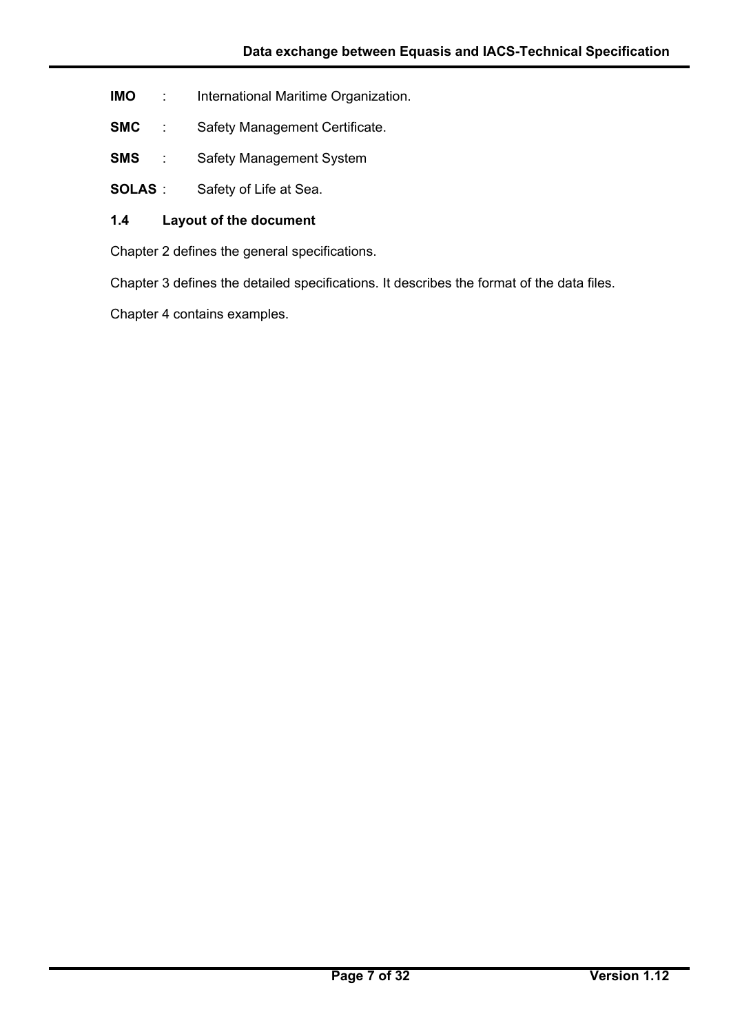**IMO** : International Maritime Organization.

**SMC** : Safety Management Certificate.

**SMS** : Safety Management System

**SOLAS** : Safety of Life at Sea.

### 1.4 Layout of the document

Chapter 2 defines the general specifications.

Chapter 3 defines the detailed specifications. It describes the format of the data files.

Chapter 4 contains examples.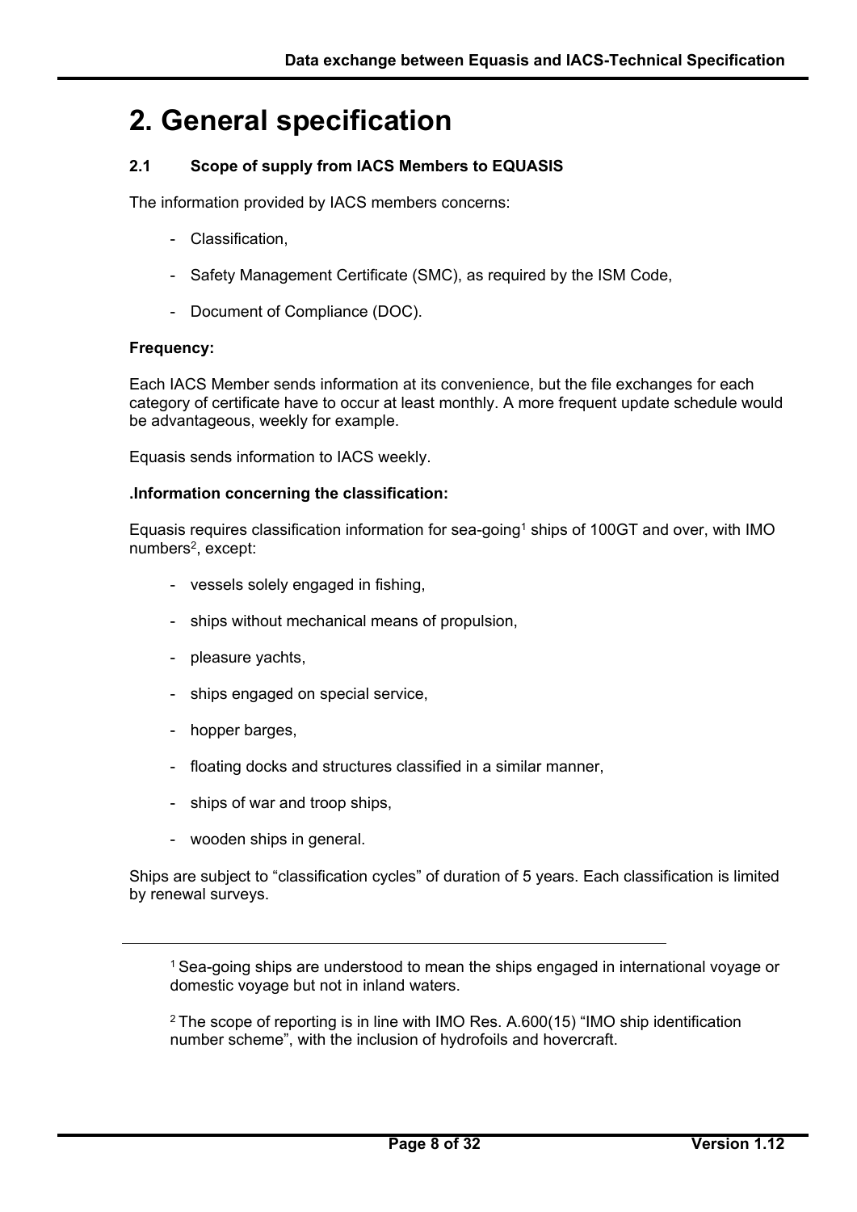# 2. General specification

### 2.1 Scope of supply from IACS Members to EQUASIS

The information provided by IACS members concerns:

- Classification,
- Safety Management Certificate (SMC), as required by the ISM Code,
- Document of Compliance (DOC).

**Frequency:**

Each IACS Member sends information at its convenience, but the file exchanges for each category of certificate have to occur at least monthly. A more frequent update schedule would be advantageous, weekly for example.

Equasis sends information to IACS weekly.

**.Information concerning the classification:**

Equasis requires classification information for sea-going[1] ships of 100GT and over, with IMO numbers[2], except:

- vessels solely engaged in fishing,
- ships without mechanical means of propulsion,
- pleasure yachts,
- ships engaged on special service,
- hopper barges,
- floating docks and structures classified in a similar manner,
- ships of war and troop ships,
- wooden ships in general.

Ships are subject to “classification cycles” of duration of 5 years. Each classification is limited by renewal surveys.

---

[1] Sea-going ships are understood to mean the ships engaged in international voyage or domestic voyage but not in inland waters.

[2] The scope of reporting is in line with IMO Res. A.600(15) “IMO ship identification number scheme”, with the inclusion of hydrofoils and hovercraft.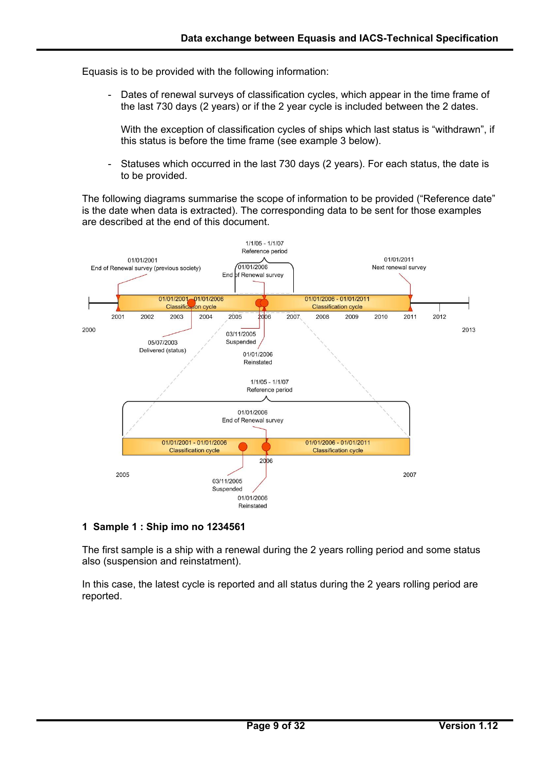Equasis is to be provided with the following information:

- Dates of renewal surveys of classification cycles, which appear in the time frame of the last 730 days (2 years) or if the 2 year cycle is included between the 2 dates.

  With the exception of classification cycles of ships which last status is "withdrawn", if this status is before the time frame (see example 3 below).

- Statuses which occurred in the last 730 days (2 years). For each status, the date is to be provided.

The following diagrams summarise the scope of information to be provided ("Reference date" is the date when data is extracted). The corresponding data to be sent for those examples are described at the end of this document.

1/1/05 - 1/1/07
Reference period

01/01/2001
End of Renewal survey (previous society)

01/01/2006
End of Renewal survey

01/01/2011
Next renewal survey

01/01/2001 - 01/01/2006
Classification cycle

01/01/2006 - 01/01/2011
Classification cycle

2000 2001 2002 2003 2004 2005 2006 2007 2008 2009 2010 2011 2012 2013

05/07/2003
Delivered (status)

03/11/2005
Suspended

01/01/2006
Reinstated

1/1/05 - 1/1/07
Reference period

01/01/2006
End of Renewal survey

01/01/2001 - 01/01/2006
Classification cycle

01/01/2006 - 01/01/2011
Classification cycle

2005 2006 2007

03/11/2005
Suspended

01/01/2006
Reinstated

## 1 Sample 1 : Ship imo no 1234561

The first sample is a ship with a renewal during the 2 years rolling period and some status also (suspension and reinstatment).

In this case, the latest cycle is reported and all status during the 2 years rolling period are reported.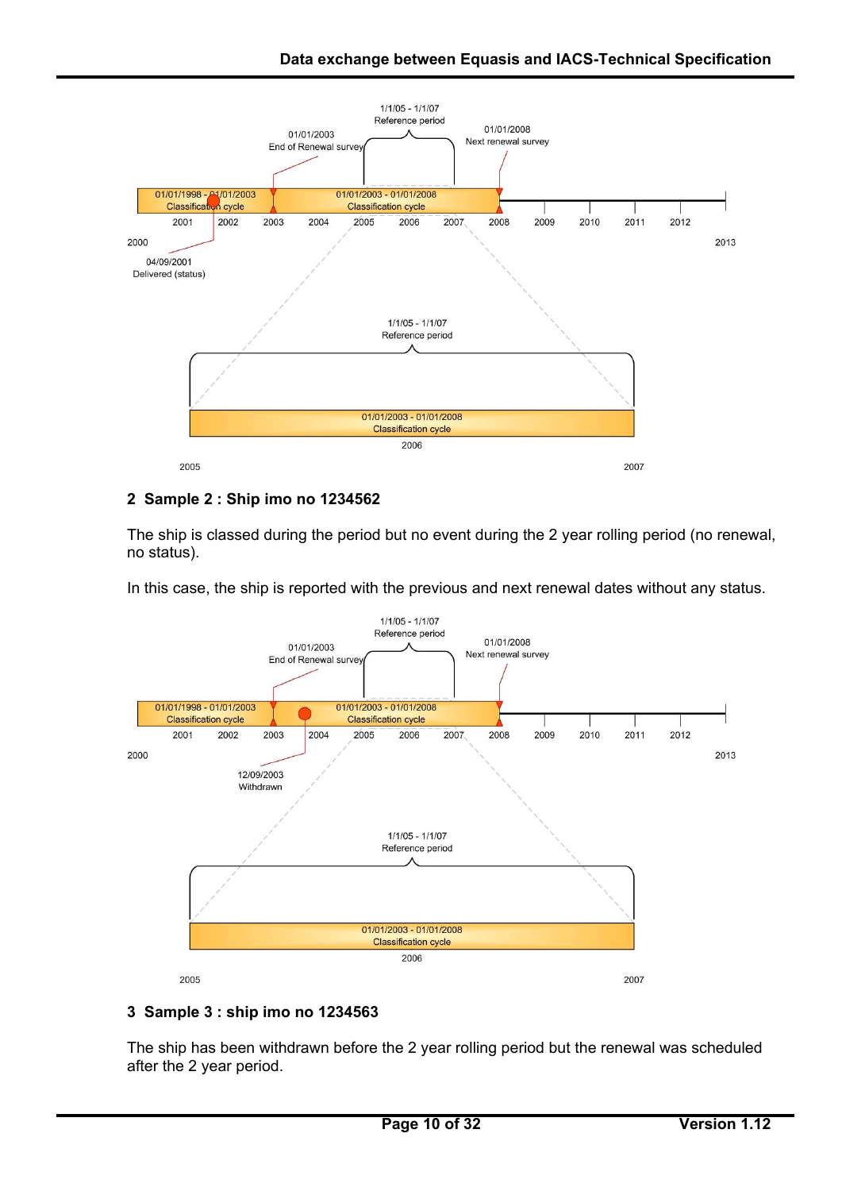## 2 Sample 2 : Ship imo no 1234562

The ship is classed during the period but no event during the 2 year rolling period (no renewal, no status).

In this case, the ship is reported with the previous and next renewal dates without any status.

## 3 Sample 3 : ship imo no 1234563

The ship has been withdrawn before the 2 year rolling period but the renewal was scheduled after the 2 year period.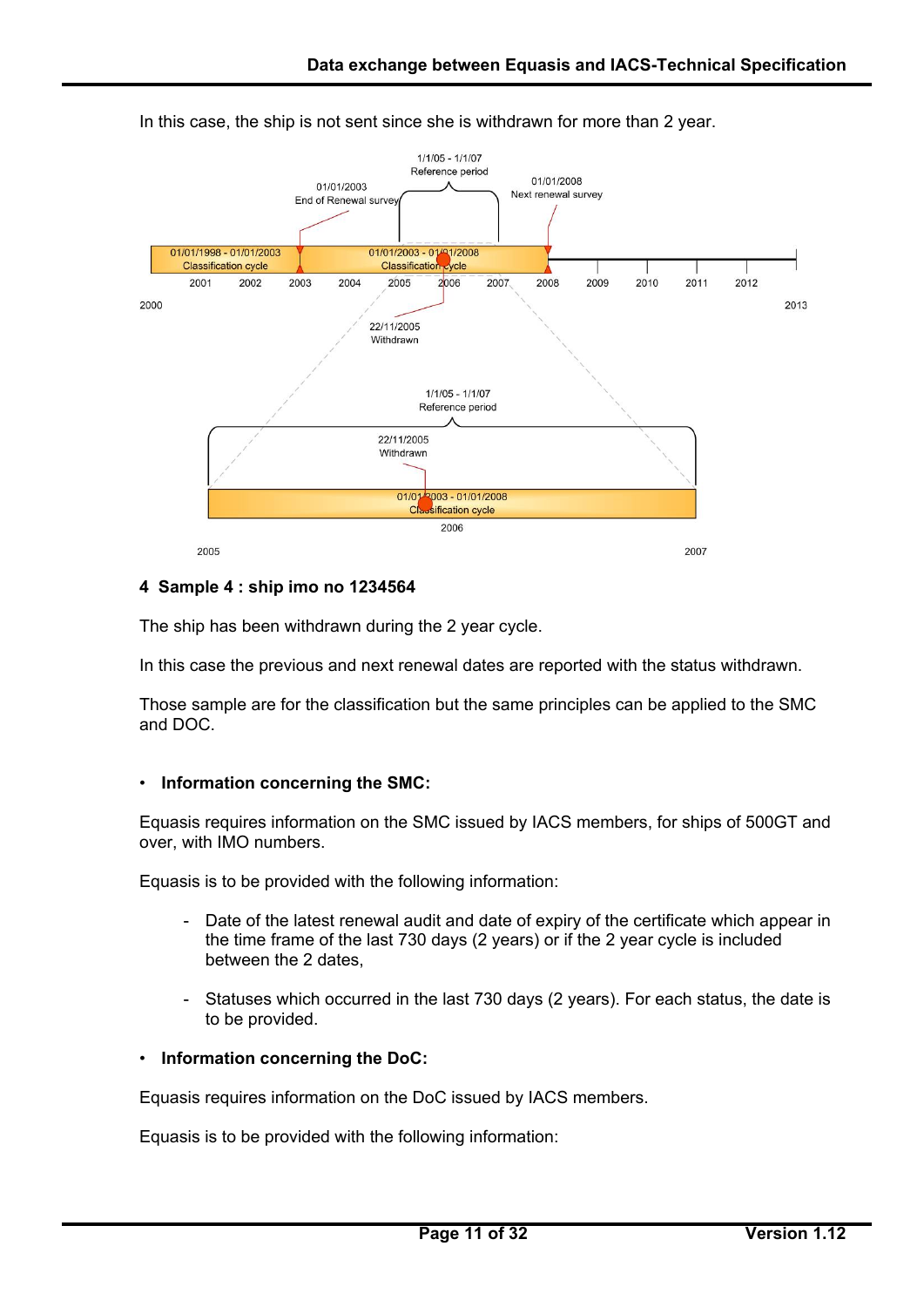In this case, the ship is not sent since she is withdrawn for more than 2 year.

## 4 Sample 4 : ship imo no 1234564

The ship has been withdrawn during the 2 year cycle.

In this case the previous and next renewal dates are reported with the status withdrawn.

Those sample are for the classification but the same principles can be applied to the SMC and DOC.

- **Information concerning the SMC:**

Equasis requires information on the SMC issued by IACS members, for ships of 500GT and over, with IMO numbers.

Equasis is to be provided with the following information:

- Date of the latest renewal audit and date of expiry of the certificate which appear in the time frame of the last 730 days (2 years) or if the 2 year cycle is included between the 2 dates,
- Statuses which occurred in the last 730 days (2 years). For each status, the date is to be provided.

- **Information concerning the DoC:**

Equasis requires information on the DoC issued by IACS members.

Equasis is to be provided with the following information: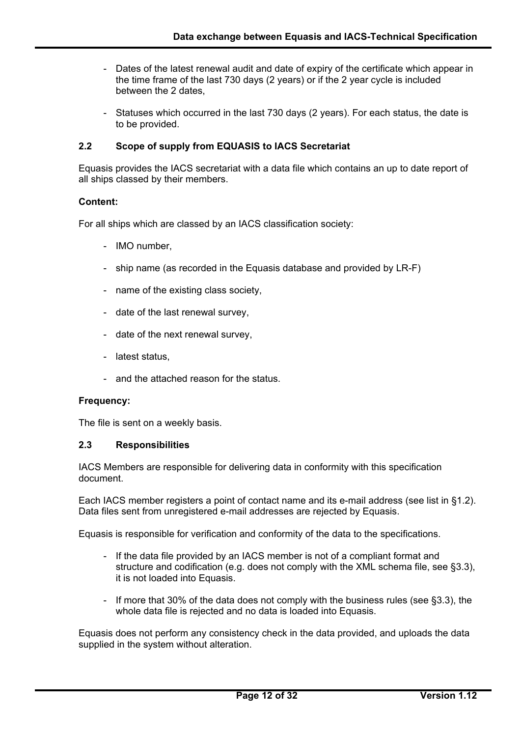- Dates of the latest renewal audit and date of expiry of the certificate which appear in the time frame of the last 730 days (2 years) or if the 2 year cycle is included between the 2 dates,

- Statuses which occurred in the last 730 days (2 years). For each status, the date is to be provided.

### 2.2 Scope of supply from EQUASIS to IACS Secretariat

Equasis provides the IACS secretariat with a data file which contains an up to date report of all ships classed by their members.

**Content:**

For all ships which are classed by an IACS classification society:

- IMO number,
- ship name (as recorded in the Equasis database and provided by LR-F)
- name of the existing class society,
- date of the last renewal survey,
- date of the next renewal survey,
- latest status,
- and the attached reason for the status.

**Frequency:**

The file is sent on a weekly basis.

### 2.3 Responsibilities

IACS Members are responsible for delivering data in conformity with this specification document.

Each IACS member registers a point of contact name and its e-mail address (see list in §1.2). Data files sent from unregistered e-mail addresses are rejected by Equasis.

Equasis is responsible for verification and conformity of the data to the specifications.

- If the data file provided by an IACS member is not of a compliant format and structure and codification (e.g. does not comply with the XML schema file, see §3.3), it is not loaded into Equasis.

- If more that 30% of the data does not comply with the business rules (see §3.3), the whole data file is rejected and no data is loaded into Equasis.

Equasis does not perform any consistency check in the data provided, and uploads the data supplied in the system without alteration.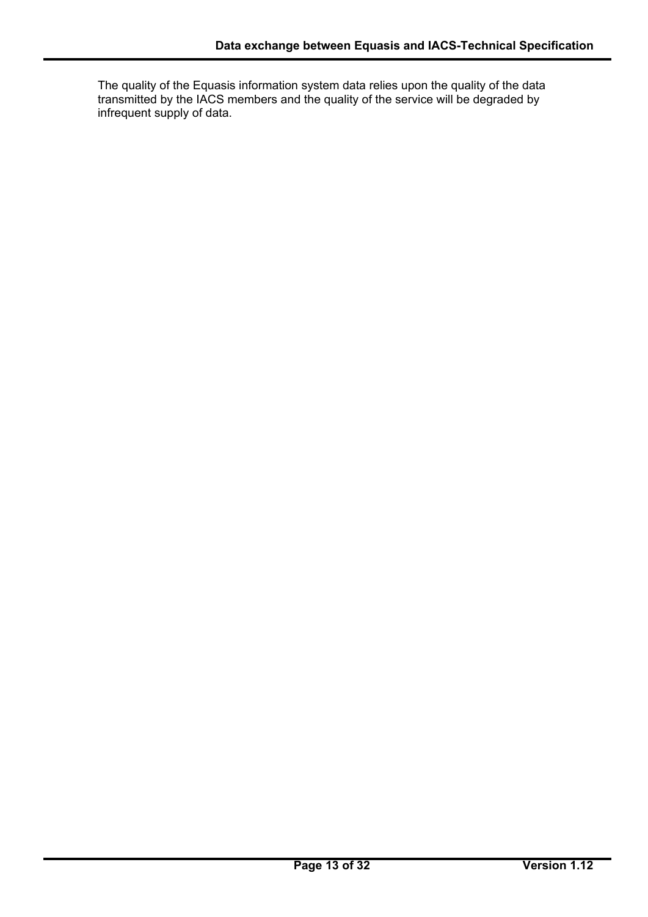The quality of the Equasis information system data relies upon the quality of the data transmitted by the IACS members and the quality of the service will be degraded by infrequent supply of data.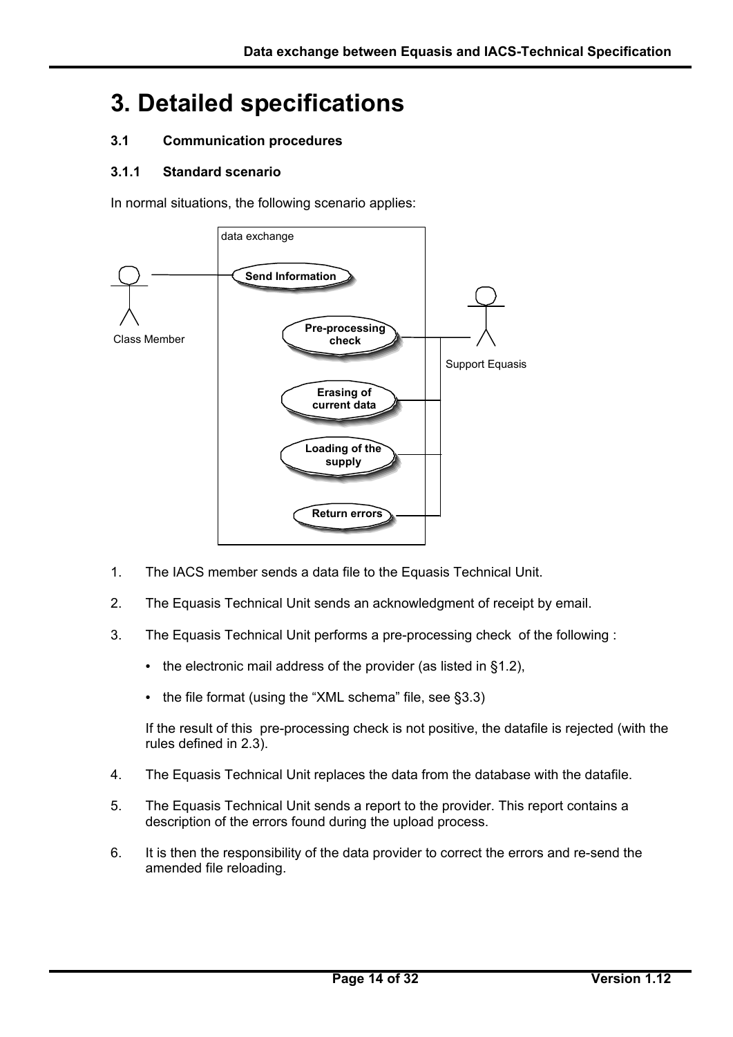# 3. Detailed specifications

### 3.1 Communication procedures

#### 3.1.1 Standard scenario

In normal situations, the following scenario applies:

data exchange

Send Information

Class Member

Pre-processing check

Support Equasis

Erasing of current data

Loading of the supply

Return errors

1. The IACS member sends a data file to the Equasis Technical Unit.

2. The Equasis Technical Unit sends an acknowledgment of receipt by email.

3. The Equasis Technical Unit performs a pre-processing check of the following :

   - the electronic mail address of the provider (as listed in §1.2),
   - the file format (using the "XML schema" file, see §3.3)

   If the result of this pre-processing check is not positive, the datafile is rejected (with the rules defined in 2.3).

4. The Equasis Technical Unit replaces the data from the database with the datafile.

5. The Equasis Technical Unit sends a report to the provider. This report contains a description of the errors found during the upload process.

6. It is then the responsibility of the data provider to correct the errors and re-send the amended file reloading.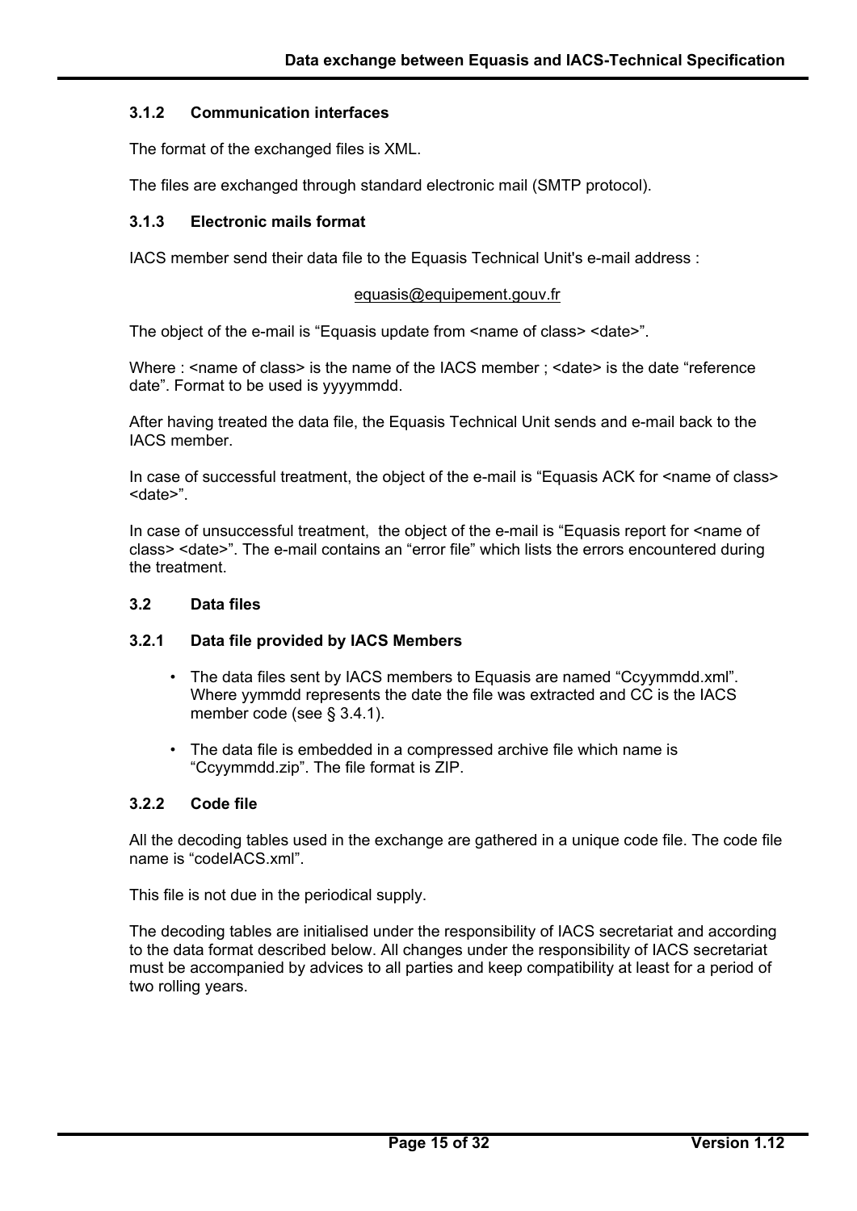### 3.1.2 Communication interfaces

The format of the exchanged files is XML.

The files are exchanged through standard electronic mail (SMTP protocol).

### 3.1.3 Electronic mails format

IACS member send their data file to the Equasis Technical Unit's e-mail address :

equasis@equipement.gouv.fr

The object of the e-mail is "Equasis update from <name of class> <date>".

Where : <name of class> is the name of the IACS member ; <date> is the date "reference date". Format to be used is yyyymmdd.

After having treated the data file, the Equasis Technical Unit sends and e-mail back to the IACS member.

In case of successful treatment, the object of the e-mail is "Equasis ACK for <name of class> <date>".

In case of unsuccessful treatment, the object of the e-mail is "Equasis report for <name of class> <date>". The e-mail contains an "error file" which lists the errors encountered during the treatment.

## 3.2 Data files

### 3.2.1 Data file provided by IACS Members

- The data files sent by IACS members to Equasis are named "Ccyymmdd.xml". Where yymmdd represents the date the file was extracted and CC is the IACS member code (see § 3.4.1).
- The data file is embedded in a compressed archive file which name is "Ccyymmdd.zip". The file format is ZIP.

### 3.2.2 Code file

All the decoding tables used in the exchange are gathered in a unique code file. The code file name is "codeIACS.xml".

This file is not due in the periodical supply.

The decoding tables are initialised under the responsibility of IACS secretariat and according to the data format described below. All changes under the responsibility of IACS secretariat must be accompanied by advices to all parties and keep compatibility at least for a period of two rolling years.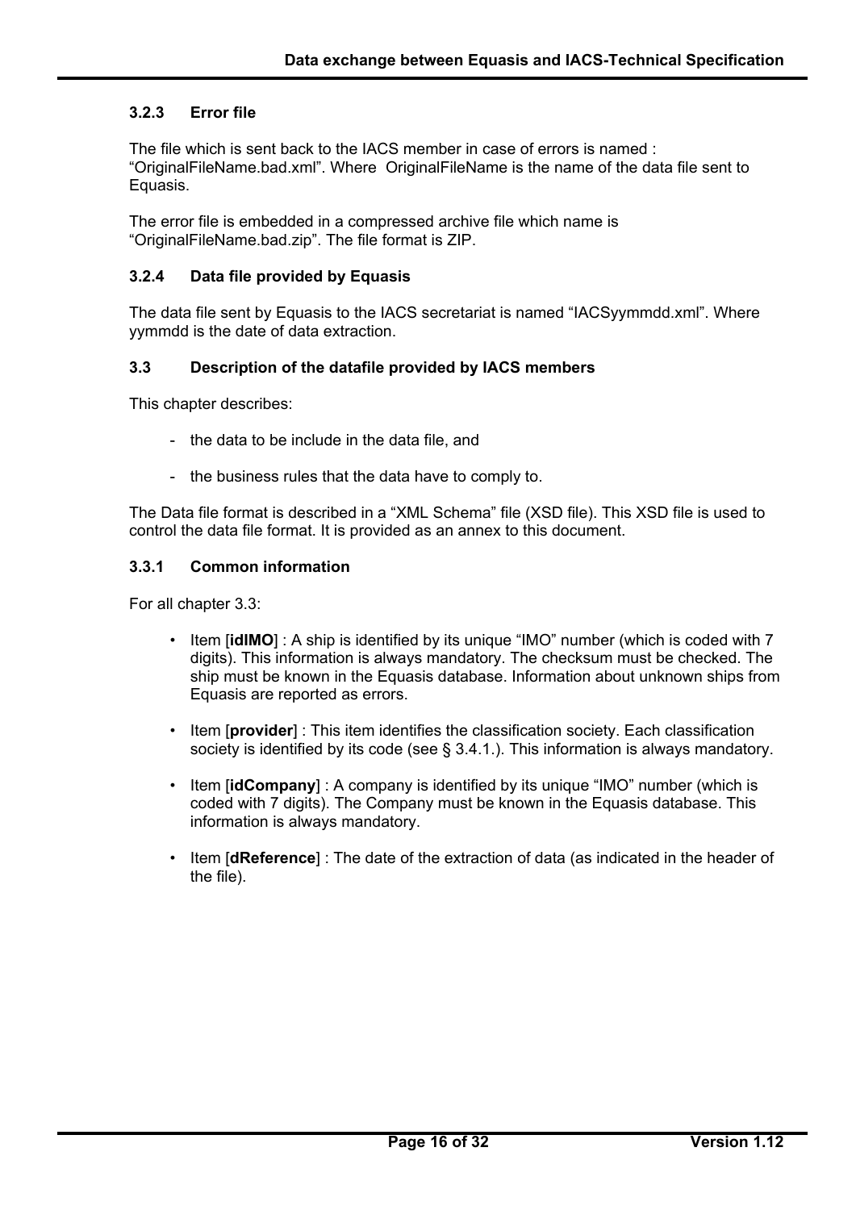### 3.2.3 Error file

The file which is sent back to the IACS member in case of errors is named : "OriginalFileName.bad.xml". Where OriginalFileName is the name of the data file sent to Equasis.

The error file is embedded in a compressed archive file which name is "OriginalFileName.bad.zip". The file format is ZIP.

### 3.2.4 Data file provided by Equasis

The data file sent by Equasis to the IACS secretariat is named "IACSyymmdd.xml". Where yymmdd is the date of data extraction.

## 3.3 Description of the datafile provided by IACS members

This chapter describes:

- the data to be include in the data file, and
- the business rules that the data have to comply to.

The Data file format is described in a "XML Schema" file (XSD file). This XSD file is used to control the data file format. It is provided as an annex to this document.

### 3.3.1 Common information

For all chapter 3.3:

- Item [**idIMO**] : A ship is identified by its unique "IMO" number (which is coded with 7 digits). This information is always mandatory. The checksum must be checked. The ship must be known in the Equasis database. Information about unknown ships from Equasis are reported as errors.
- Item [**provider**] : This item identifies the classification society. Each classification society is identified by its code (see § 3.4.1.). This information is always mandatory.
- Item [**idCompany**] : A company is identified by its unique "IMO" number (which is coded with 7 digits). The Company must be known in the Equasis database. This information is always mandatory.
- Item [**dReference**] : The date of the extraction of data (as indicated in the header of the file).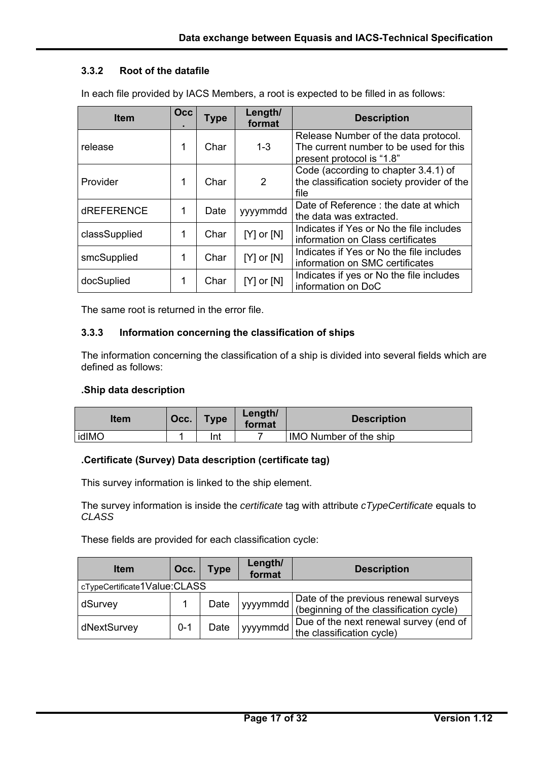### 3.3.2 Root of the datafile

In each file provided by IACS Members, a root is expected to be filled in as follows:

| Item | Occ. | Type | Length/ format | Description |
|---|---|---|---|---|
| release | 1 | Char | 1-3 | Release Number of the data protocol. The current number to be used for this present protocol is “1.8” |
| Provider | 1 | Char | 2 | Code (according to chapter 3.4.1) of the classification society provider of the file |
| dREFERENCE | 1 | Date | yyyymmdd | Date of Reference : the date at which the data was extracted. |
| classSupplied | 1 | Char | [Y] or [N] | Indicates if Yes or No the file includes information on Class certificates |
| smcSupplied | 1 | Char | [Y] or [N] | Indicates if Yes or No the file includes information on SMC certificates |
| docSuplied | 1 | Char | [Y] or [N] | Indicates if yes or No the file includes information on DoC |

The same root is returned in the error file.

### 3.3.3 Information concerning the classification of ships

The information concerning the classification of a ship is divided into several fields which are defined as follows:

**.Ship data description**

| Item | Occ. | Type | Length/ format | Description |
|---|---|---|---|---|
| idIMO | 1 | Int | 7 | IMO Number of the ship |

**.Certificate (Survey) Data description (certificate tag)**

This survey information is linked to the ship element.

The survey information is inside the *certificate* tag with attribute *cTypeCertificate* equals to *CLASS*

These fields are provided for each classification cycle:

| Item | Occ. | Type | Length/ format | Description |
|---|---|---|---|---|
| cTypeCertificate1Value:CLASS | | | | |
| dSurvey | 1 | Date | yyyymmdd | Date of the previous renewal surveys (beginning of the classification cycle) |
| dNextSurvey | 0-1 | Date | yyyymmdd | Due of the next renewal survey (end of the classification cycle) |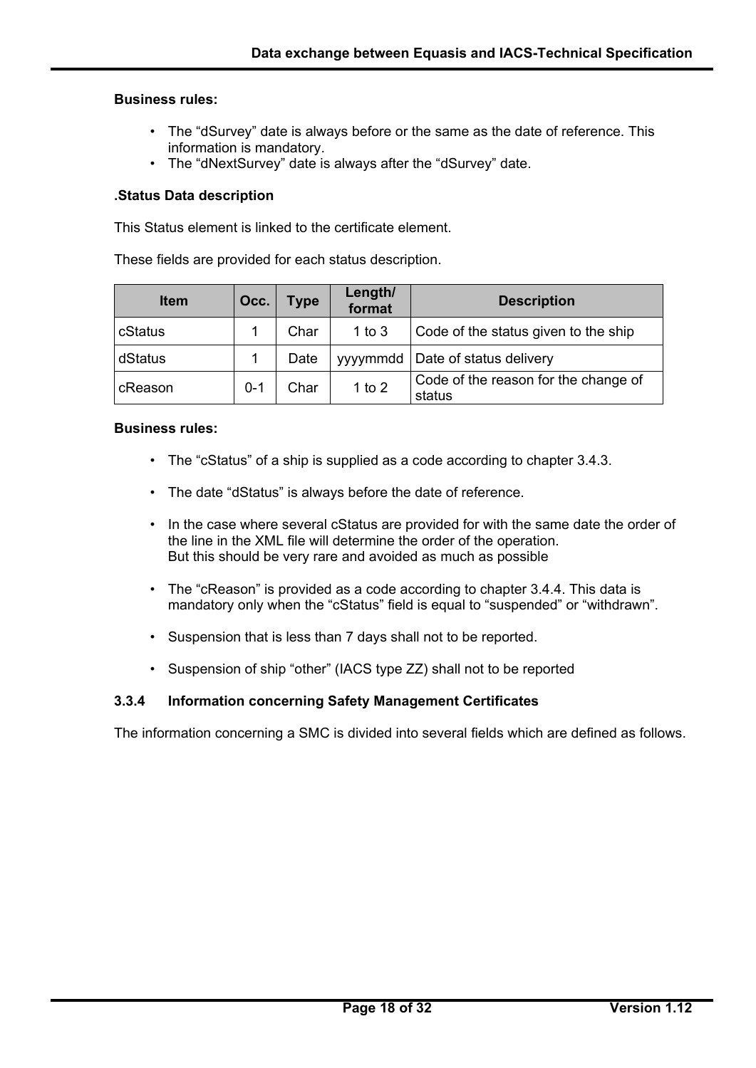**Business rules:**

- The “dSurvey” date is always before or the same as the date of reference. This information is mandatory.
- The “dNextSurvey” date is always after the “dSurvey” date.

**.Status Data description**

This Status element is linked to the certificate element.

These fields are provided for each status description.

| Item | Occ. | Type | Length/ format | Description |
|---|---|---|---|---|
| cStatus | 1 | Char | 1 to 3 | Code of the status given to the ship |
| dStatus | 1 | Date | yyyymmdd | Date of status delivery |
| cReason | 0-1 | Char | 1 to 2 | Code of the reason for the change of status |

**Business rules:**

- The “cStatus” of a ship is supplied as a code according to chapter 3.4.3.
- The date “dStatus” is always before the date of reference.
- In the case where several cStatus are provided for with the same date the order of the line in the XML file will determine the order of the operation.
  But this should be very rare and avoided as much as possible
- The “cReason” is provided as a code according to chapter 3.4.4. This data is mandatory only when the “cStatus” field is equal to “suspended” or “withdrawn”.
- Suspension that is less than 7 days shall not to be reported.
- Suspension of ship “other” (IACS type ZZ) shall not to be reported

### 3.3.4 Information concerning Safety Management Certificates

The information concerning a SMC is divided into several fields which are defined as follows.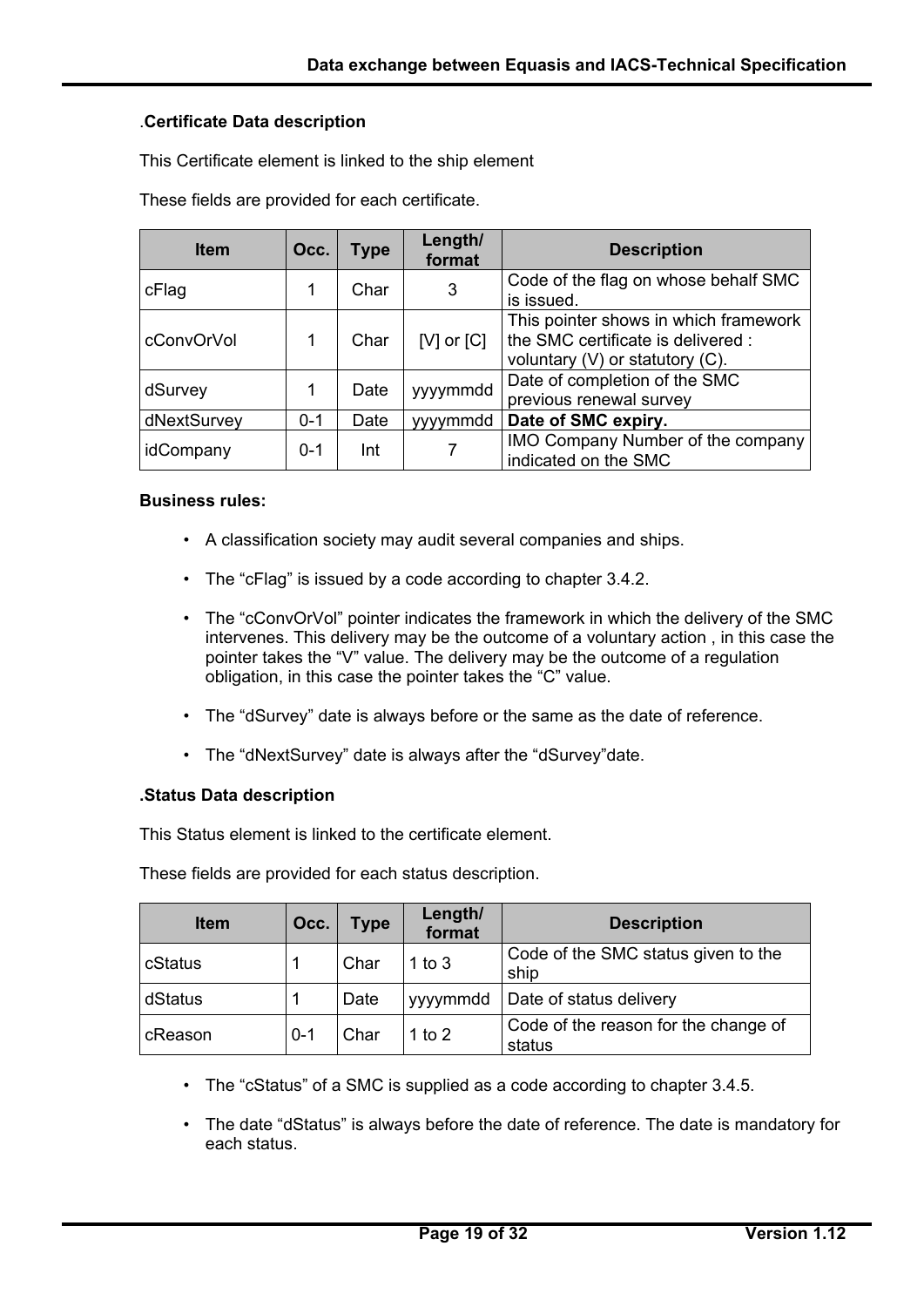### .Certificate Data description

This Certificate element is linked to the ship element

These fields are provided for each certificate.

| Item | Occ. | Type | Length/ format | Description |
|---|---|---|---|---|
| cFlag | 1 | Char | 3 | Code of the flag on whose behalf SMC is issued. |
| cConvOrVol | 1 | Char | [V] or [C] | This pointer shows in which framework the SMC certificate is delivered : voluntary (V) or statutory (C). |
| dSurvey | 1 | Date | yyyymmdd | Date of completion of the SMC previous renewal survey |
| dNextSurvey | 0-1 | Date | yyyymmdd | **Date of SMC expiry.** |
| idCompany | 0-1 | Int | 7 | IMO Company Number of the company indicated on the SMC |

**Business rules:**

- A classification society may audit several companies and ships.
- The “cFlag” is issued by a code according to chapter 3.4.2.
- The “cConvOrVol” pointer indicates the framework in which the delivery of the SMC intervenes. This delivery may be the outcome of a voluntary action , in this case the pointer takes the “V” value. The delivery may be the outcome of a regulation obligation, in this case the pointer takes the “C” value.
- The “dSurvey” date is always before or the same as the date of reference.
- The “dNextSurvey” date is always after the “dSurvey”date.

### .Status Data description

This Status element is linked to the certificate element.

These fields are provided for each status description.

| Item | Occ. | Type | Length/ format | Description |
|---|---|---|---|---|
| cStatus | 1 | Char | 1 to 3 | Code of the SMC status given to the ship |
| dStatus | 1 | Date | yyyymmdd | Date of status delivery |
| cReason | 0-1 | Char | 1 to 2 | Code of the reason for the change of status |

- The “cStatus” of a SMC is supplied as a code according to chapter 3.4.5.
- The date “dStatus” is always before the date of reference. The date is mandatory for each status.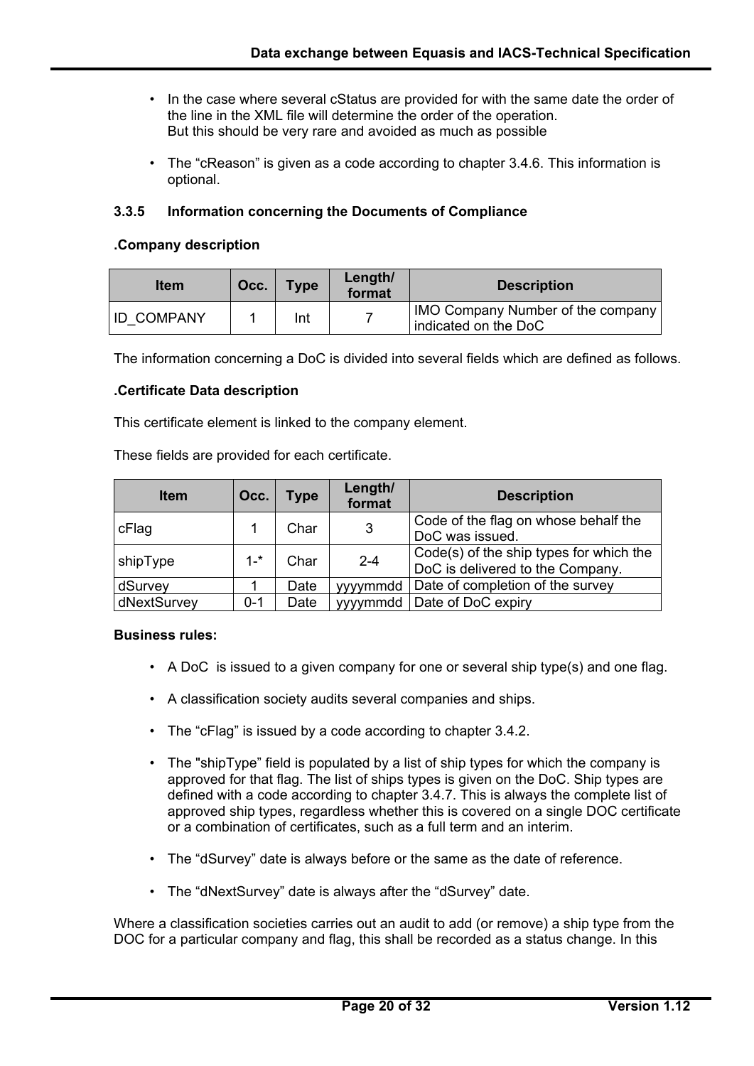- In the case where several cStatus are provided for with the same date the order of the line in the XML file will determine the order of the operation.
  But this should be very rare and avoided as much as possible

- The "cReason" is given as a code according to chapter 3.4.6. This information is optional.

#### 3.3.5 Information concerning the Documents of Compliance

**.Company description**

| Item | Occ. | Type | Length/ format | Description |
|---|---|---|---|---|
| ID_COMPANY | 1 | Int | 7 | IMO Company Number of the company indicated on the DoC |

The information concerning a DoC is divided into several fields which are defined as follows.

**.Certificate Data description**

This certificate element is linked to the company element.

These fields are provided for each certificate.

| Item | Occ. | Type | Length/ format | Description |
|---|---|---|---|---|
| cFlag | 1 | Char | 3 | Code of the flag on whose behalf the DoC was issued. |
| shipType | 1-* | Char | 2-4 | Code(s) of the ship types for which the DoC is delivered to the Company. |
| dSurvey | 1 | Date | yyyymmdd | Date of completion of the survey |
| dNextSurvey | 0-1 | Date | yyyymmdd | Date of DoC expiry |

**Business rules:**

- A DoC is issued to a given company for one or several ship type(s) and one flag.

- A classification society audits several companies and ships.

- The "cFlag" is issued by a code according to chapter 3.4.2.

- The "shipType" field is populated by a list of ship types for which the company is approved for that flag. The list of ships types is given on the DoC. Ship types are defined with a code according to chapter 3.4.7. This is always the complete list of approved ship types, regardless whether this is covered on a single DOC certificate or a combination of certificates, such as a full term and an interim.

- The "dSurvey" date is always before or the same as the date of reference.

- The "dNextSurvey" date is always after the "dSurvey" date.

Where a classification societies carries out an audit to add (or remove) a ship type from the DOC for a particular company and flag, this shall be recorded as a status change. In this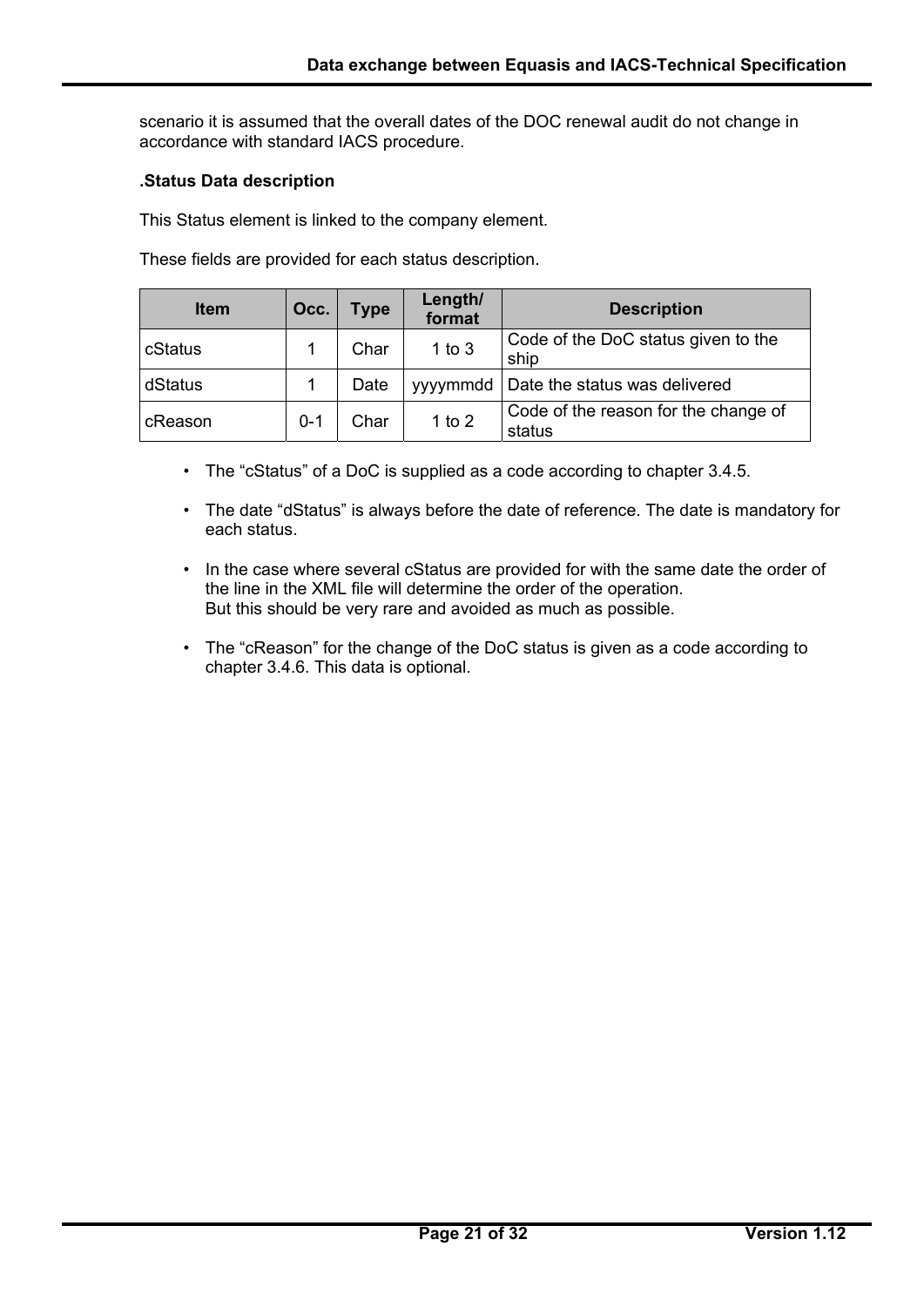scenario it is assumed that the overall dates of the DOC renewal audit do not change in accordance with standard IACS procedure.

**.Status Data description**

This Status element is linked to the company element.

These fields are provided for each status description.

| Item | Occ. | Type | Length/ format | Description |
|---|---|---|---|---|
| cStatus | 1 | Char | 1 to 3 | Code of the DoC status given to the ship |
| dStatus | 1 | Date | yyyymmdd | Date the status was delivered |
| cReason | 0-1 | Char | 1 to 2 | Code of the reason for the change of status |

- The “cStatus” of a DoC is supplied as a code according to chapter 3.4.5.
- The date “dStatus” is always before the date of reference. The date is mandatory for each status.
- In the case where several cStatus are provided for with the same date the order of the line in the XML file will determine the order of the operation.
  But this should be very rare and avoided as much as possible.
- The “cReason” for the change of the DoC status is given as a code according to chapter 3.4.6. This data is optional.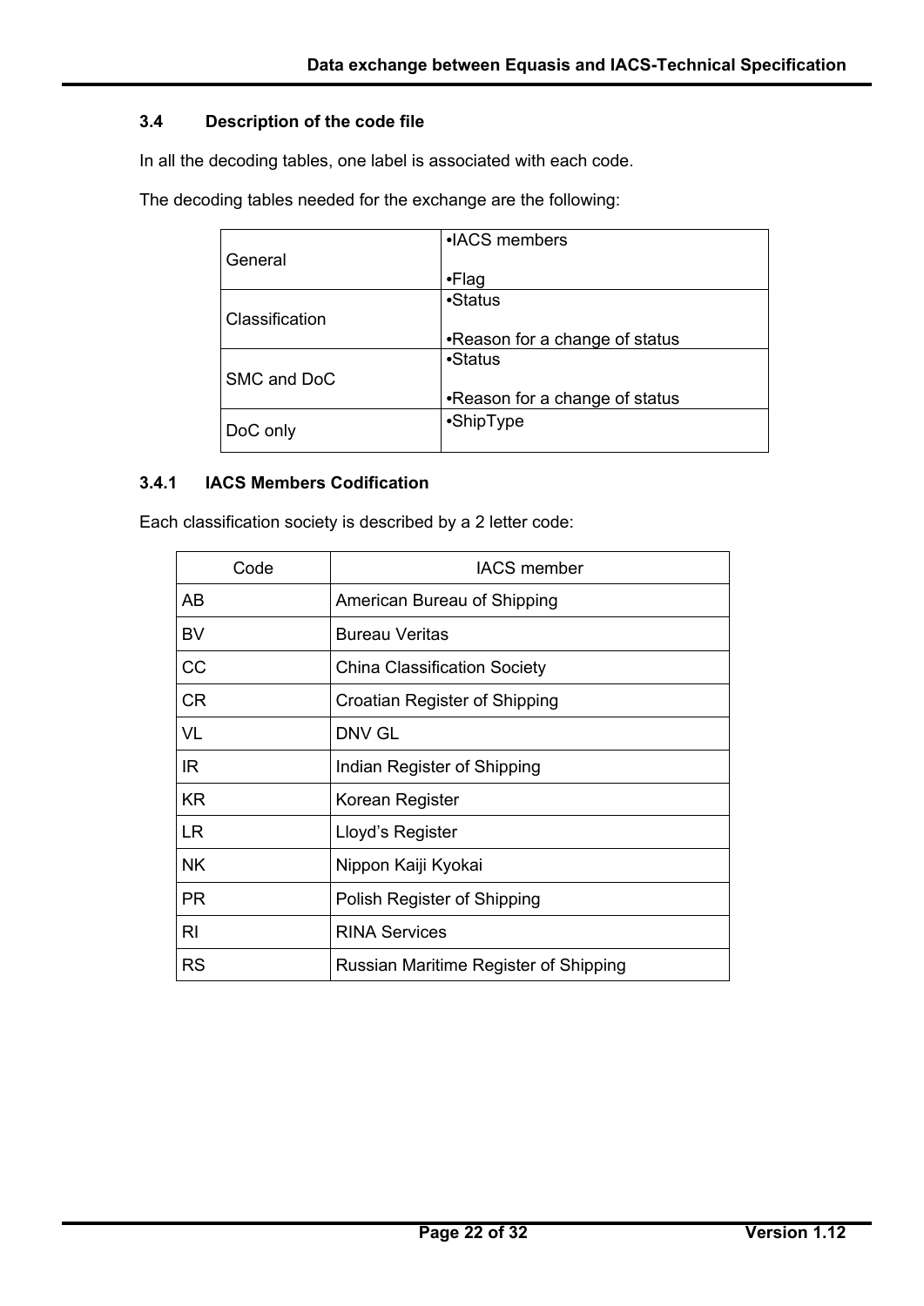### 3.4 Description of the code file

In all the decoding tables, one label is associated with each code.

The decoding tables needed for the exchange are the following:

| | |
|---|---|
| General | •IACS members<br>•Flag |
| Classification | •Status<br>•Reason for a change of status |
| SMC and DoC | •Status<br>•Reason for a change of status |
| DoC only | •ShipType |

#### 3.4.1 IACS Members Codification

Each classification society is described by a 2 letter code:

| Code | IACS member |
|---|---|
| AB | American Bureau of Shipping |
| BV | Bureau Veritas |
| CC | China Classification Society |
| CR | Croatian Register of Shipping |
| VL | DNV GL |
| IR | Indian Register of Shipping |
| KR | Korean Register |
| LR | Lloyd's Register |
| NK | Nippon Kaiji Kyokai |
| PR | Polish Register of Shipping |
| RI | RINA Services |
| RS | Russian Maritime Register of Shipping |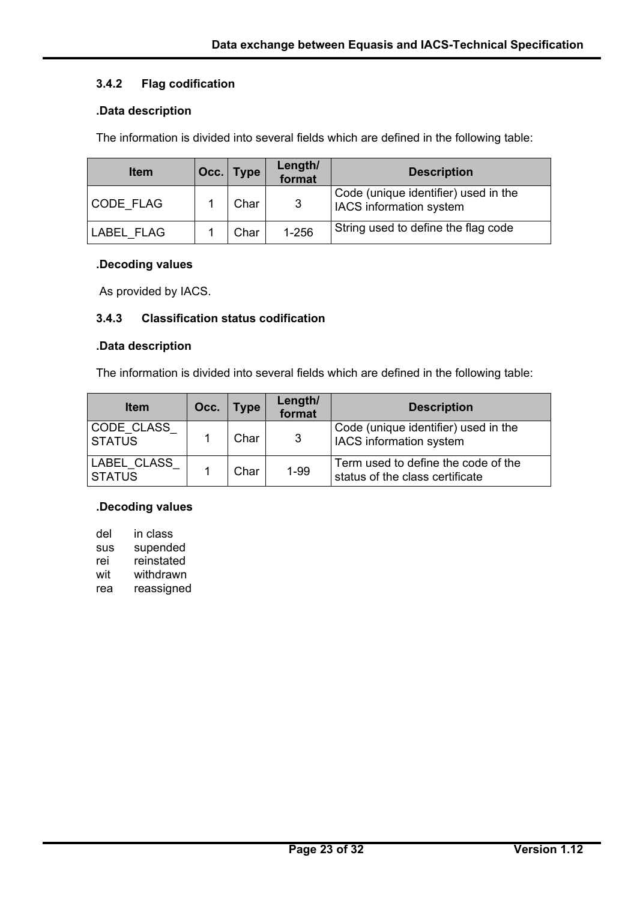### 3.4.2 Flag codification

**.Data description**

The information is divided into several fields which are defined in the following table:

| Item | Occ. | Type | Length/ format | Description |
|---|---|---|---|---|
| CODE_FLAG | 1 | Char | 3 | Code (unique identifier) used in the IACS information system |
| LABEL_FLAG | 1 | Char | 1-256 | String used to define the flag code |

**.Decoding values**

As provided by IACS.

### 3.4.3 Classification status codification

**.Data description**

The information is divided into several fields which are defined in the following table:

| Item | Occ. | Type | Length/ format | Description |
|---|---|---|---|---|
| CODE_CLASS_ STATUS | 1 | Char | 3 | Code (unique identifier) used in the IACS information system |
| LABEL_CLASS_ STATUS | 1 | Char | 1-99 | Term used to define the code of the status of the class certificate |

**.Decoding values**

del in class
sus supended
rei reinstated
wit withdrawn
rea reassigned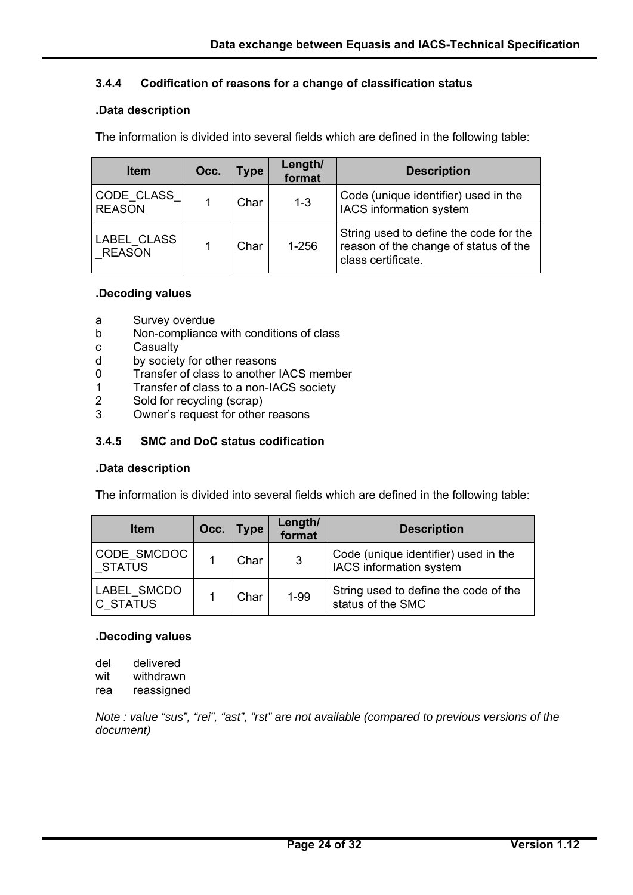### 3.4.4 Codification of reasons for a change of classification status

**.Data description**

The information is divided into several fields which are defined in the following table:

| Item | Occ. | Type | Length/ format | Description |
|---|---|---|---|---|
| CODE_CLASS_REASON | 1 | Char | 1-3 | Code (unique identifier) used in the IACS information system |
| LABEL_CLASS_REASON | 1 | Char | 1-256 | String used to define the code for the reason of the change of status of the class certificate. |

**.Decoding values**

a Survey overdue
b Non-compliance with conditions of class
c Casualty
d by society for other reasons
0 Transfer of class to another IACS member
1 Transfer of class to a non-IACS society
2 Sold for recycling (scrap)
3 Owner's request for other reasons

### 3.4.5 SMC and DoC status codification

**.Data description**

The information is divided into several fields which are defined in the following table:

| Item | Occ. | Type | Length/ format | Description |
|---|---|---|---|---|
| CODE_SMCDOC_STATUS | 1 | Char | 3 | Code (unique identifier) used in the IACS information system |
| LABEL_SMCDOC_STATUS | 1 | Char | 1-99 | String used to define the code of the status of the SMC |

**.Decoding values**

del delivered
wit withdrawn
rea reassigned

*Note : value "sus", "rei", "ast", "rst" are not available (compared to previous versions of the document)*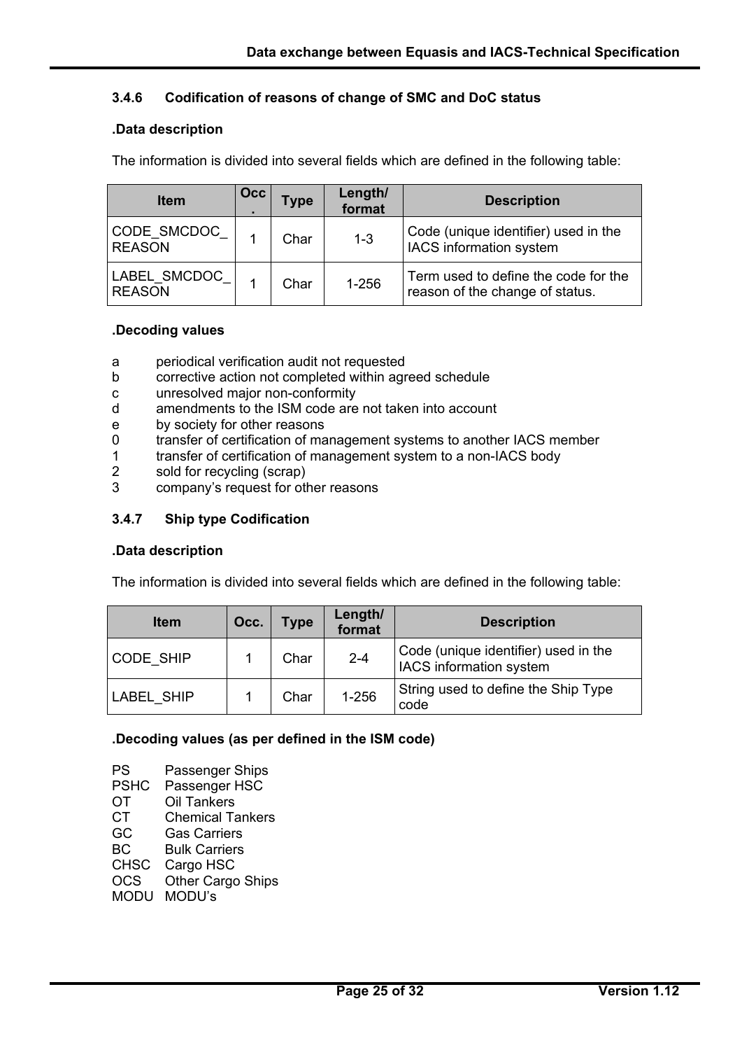### 3.4.6 Codification of reasons of change of SMC and DoC status

**.Data description**

The information is divided into several fields which are defined in the following table:

| Item | Occ. | Type | Length/ format | Description |
|---|---|---|---|---|
| CODE_SMCDOC_REASON | 1 | Char | 1-3 | Code (unique identifier) used in the IACS information system |
| LABEL_SMCDOC_REASON | 1 | Char | 1-256 | Term used to define the code for the reason of the change of status. |

**.Decoding values**

a periodical verification audit not requested
b corrective action not completed within agreed schedule
c unresolved major non-conformity
d amendments to the ISM code are not taken into account
e by society for other reasons
0 transfer of certification of management systems to another IACS member
1 transfer of certification of management system to a non-IACS body
2 sold for recycling (scrap)
3 company's request for other reasons

### 3.4.7 Ship type Codification

**.Data description**

The information is divided into several fields which are defined in the following table:

| Item | Occ. | Type | Length/ format | Description |
|---|---|---|---|---|
| CODE_SHIP | 1 | Char | 2-4 | Code (unique identifier) used in the IACS information system |
| LABEL_SHIP | 1 | Char | 1-256 | String used to define the Ship Type code |

**.Decoding values (as per defined in the ISM code)**

PS Passenger Ships
PSHC Passenger HSC
OT Oil Tankers
CT Chemical Tankers
GC Gas Carriers
BC Bulk Carriers
CHSC Cargo HSC
OCS Other Cargo Ships
MODU MODU's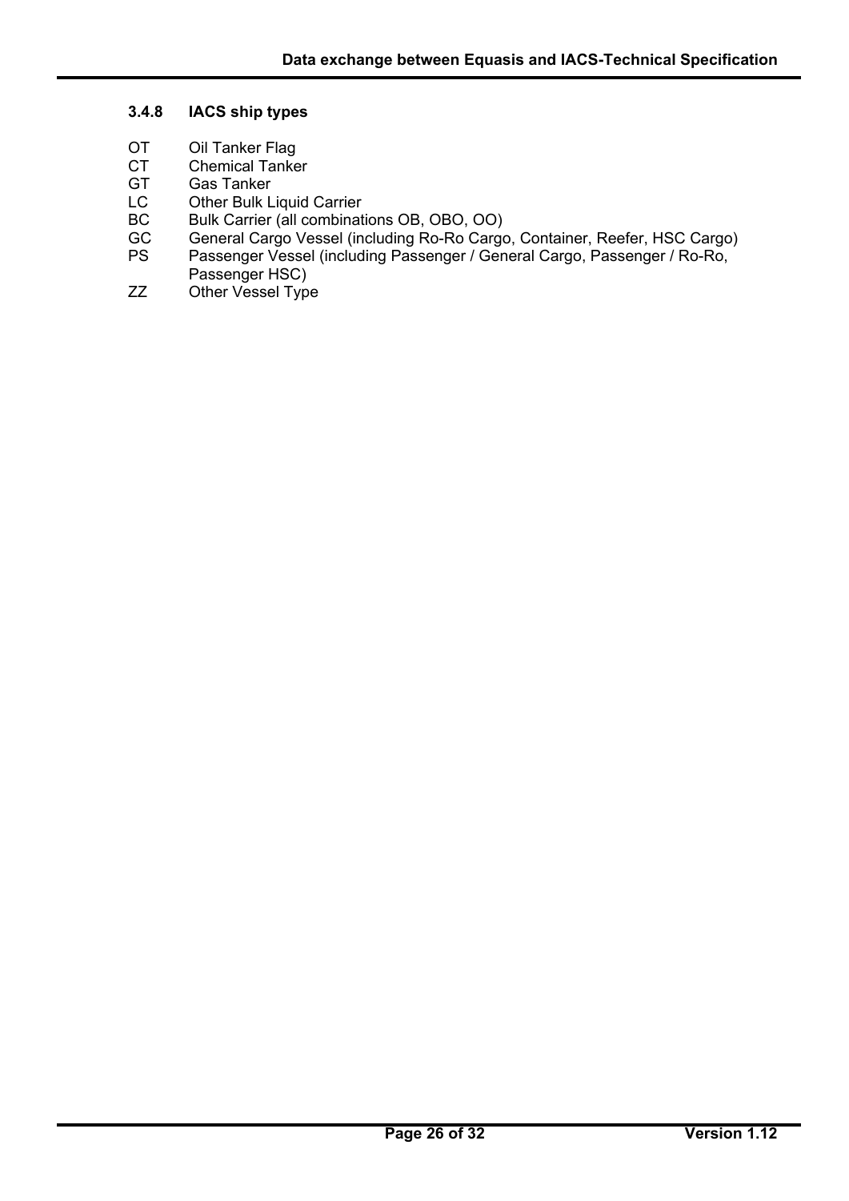### 3.4.8 IACS ship types

| | |
|---|---|
| OT | Oil Tanker Flag |
| CT | Chemical Tanker |
| GT | Gas Tanker |
| LC | Other Bulk Liquid Carrier |
| BC | Bulk Carrier (all combinations OB, OBO, OO) |
| GC | General Cargo Vessel (including Ro-Ro Cargo, Container, Reefer, HSC Cargo) |
| PS | Passenger Vessel (including Passenger / General Cargo, Passenger / Ro-Ro, Passenger HSC) |
| ZZ | Other Vessel Type |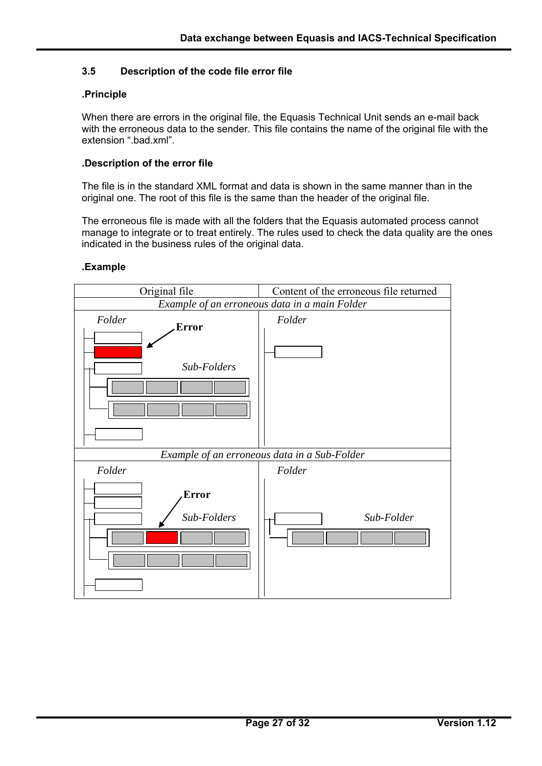### 3.5 Description of the code file error file

**.Principle**

When there are errors in the original file, the Equasis Technical Unit sends an e-mail back with the erroneous data to the sender. This file contains the name of the original file with the extension ".bad.xml".

**.Description of the error file**

The file is in the standard XML format and data is shown in the same manner than in the original one. The root of this file is the same than the header of the original file.

The erroneous file is made with all the folders that the Equasis automated process cannot manage to integrate or to treat entirely. The rules used to check the data quality are the ones indicated in the business rules of the original data.

**.Example**

| Original file | Content of the erroneous file returned |
|---|---|
| *Example of an erroneous data in a main Folder* | |
| *Folder* — **Error** — *Sub-Folders* | *Folder* |
| *Example of an erroneous data in a Sub-Folder* | |
| *Folder* — **Error** — *Sub-Folders* | *Folder* — *Sub-Folder* |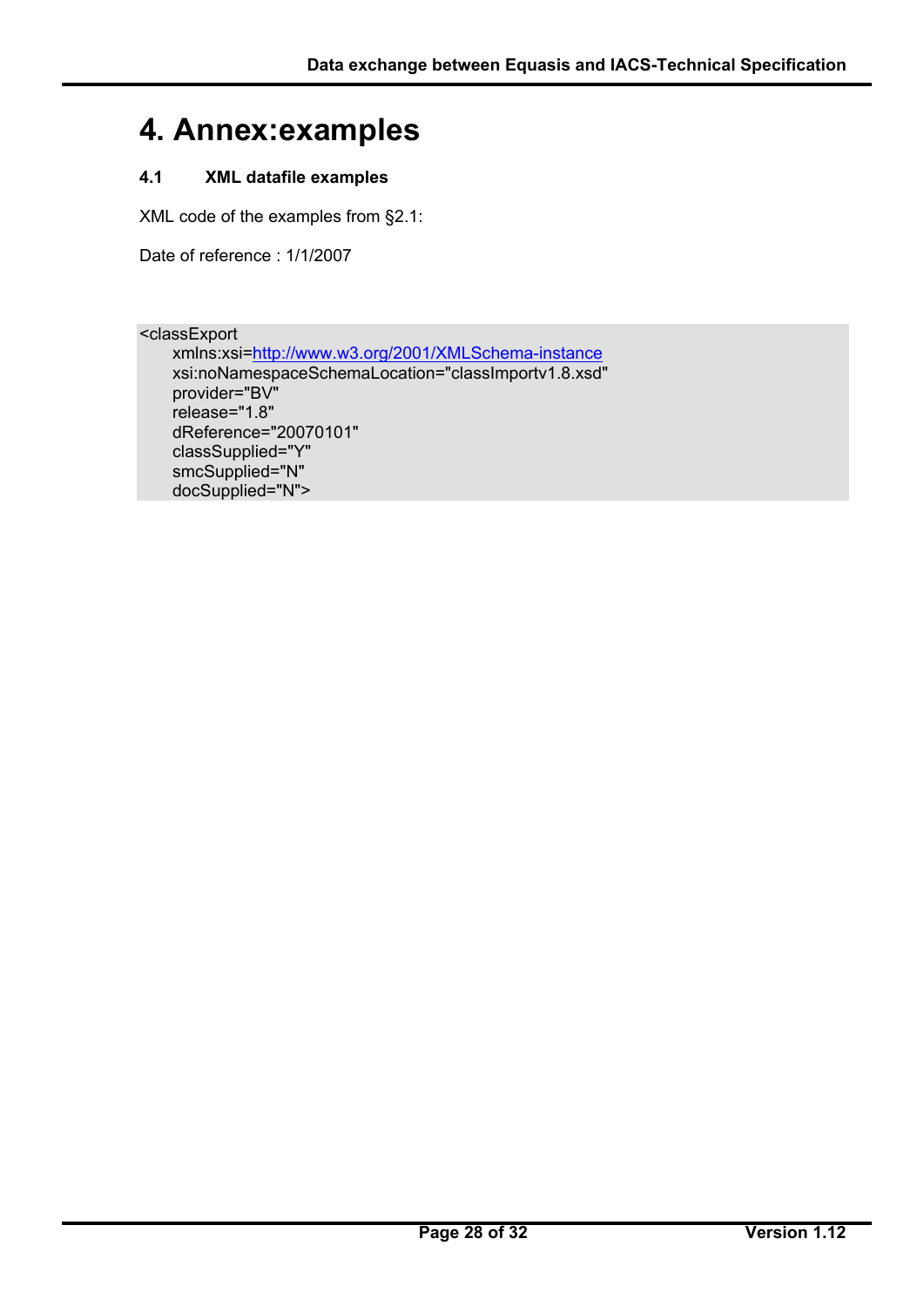# 4. Annex:examples

## 4.1 XML datafile examples

XML code of the examples from §2.1:

Date of reference : 1/1/2007

```
<classExport
    xmlns:xsi=http://www.w3.org/2001/XMLSchema-instance
    xsi:noNamespaceSchemaLocation="classImportv1.8.xsd"
    provider="BV"
    release="1.8"
    dReference="20070101"
    classSupplied="Y"
    smcSupplied="N"
    docSupplied="N">
```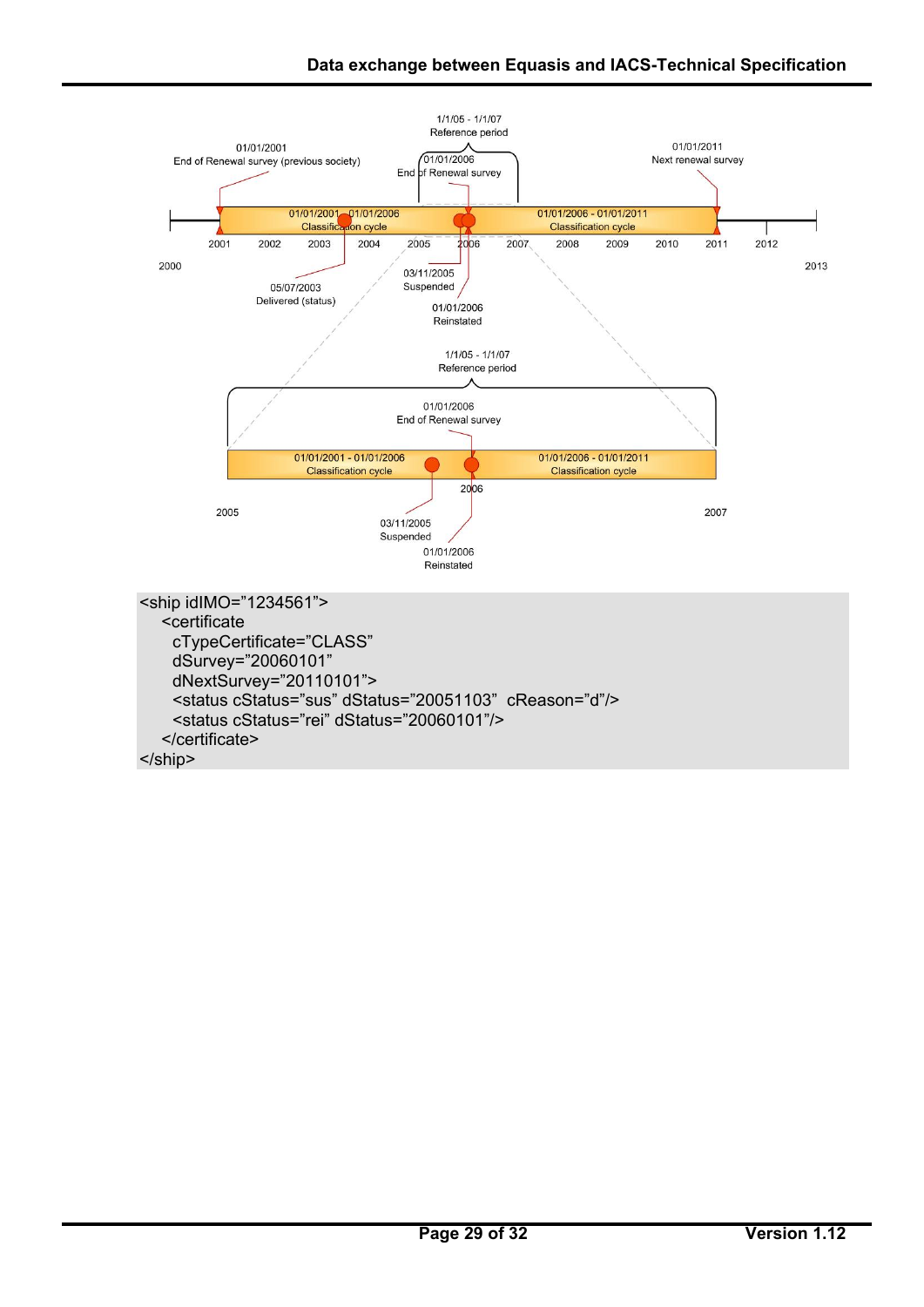```
<ship idIMO="1234561">
  <certificate
    cTypeCertificate="CLASS"
    dSurvey="20060101"
    dNextSurvey="20110101">
    <status cStatus="sus" dStatus="20051103" cReason="d"/>
    <status cStatus="rei" dStatus="20060101"/>
  </certificate>
</ship>
```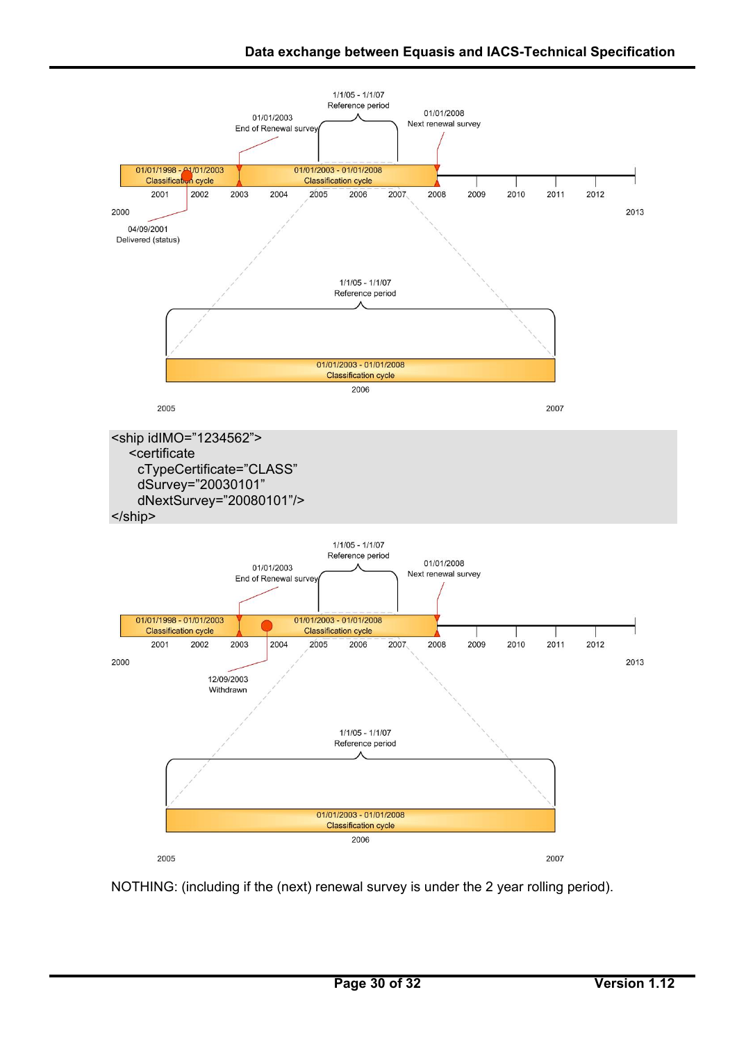1/1/05 - 1/1/07
Reference period

01/01/2003
End of Renewal survey

01/01/2008
Next renewal survey

01/01/1998 - 01/01/2003
Classification cycle

01/01/2003 - 01/01/2008
Classification cycle

2000 2001 2002 2003 2004 2005 2006 2007 2008 2009 2010 2011 2012 2013

04/09/2001
Delivered (status)

1/1/05 - 1/1/07
Reference period

01/01/2003 - 01/01/2008
Classification cycle

2005 2006 2007

```
<ship idIMO="1234562">
  <certificate
    cTypeCertificate="CLASS"
    dSurvey="20030101"
    dNextSurvey="20080101"/>
</ship>
```

1/1/05 - 1/1/07
Reference period

01/01/2003
End of Renewal survey

01/01/2008
Next renewal survey

01/01/1998 - 01/01/2003
Classification cycle

01/01/2003 - 01/01/2008
Classification cycle

2000 2001 2002 2003 2004 2005 2006 2007 2008 2009 2010 2011 2012 2013

12/09/2003
Withdrawn

1/1/05 - 1/1/07
Reference period

01/01/2003 - 01/01/2008
Classification cycle

2005 2006 2007

NOTHING: (including if the (next) renewal survey is under the 2 year rolling period).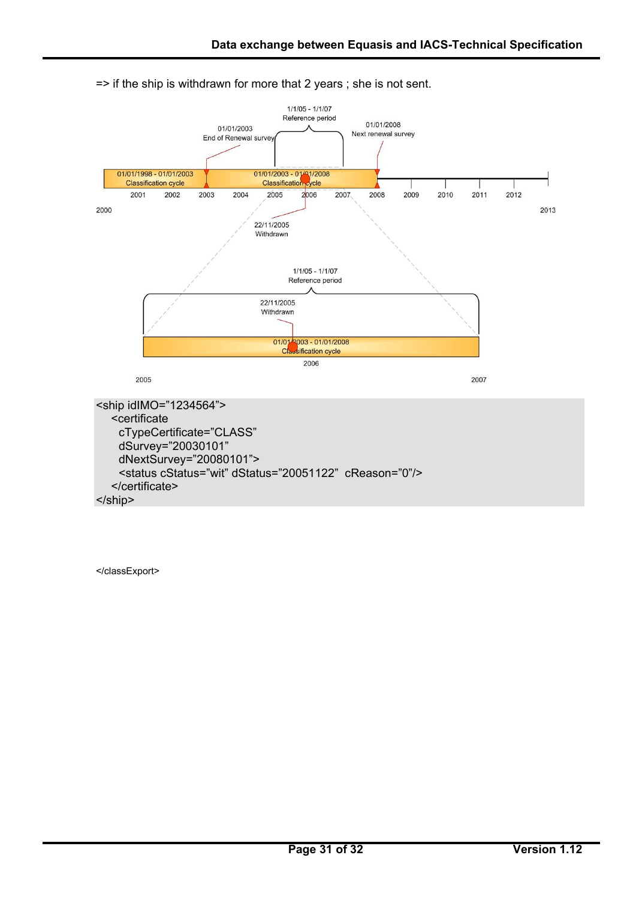=> if the ship is withdrawn for more that 2 years ; she is not sent.

```
<ship idIMO="1234564">
  <certificate
    cTypeCertificate="CLASS"
    dSurvey="20030101"
    dNextSurvey="20080101">
    <status cStatus="wit" dStatus="20051122"  cReason="0"/>
  </certificate>
</ship>
```

```
</classExport>
```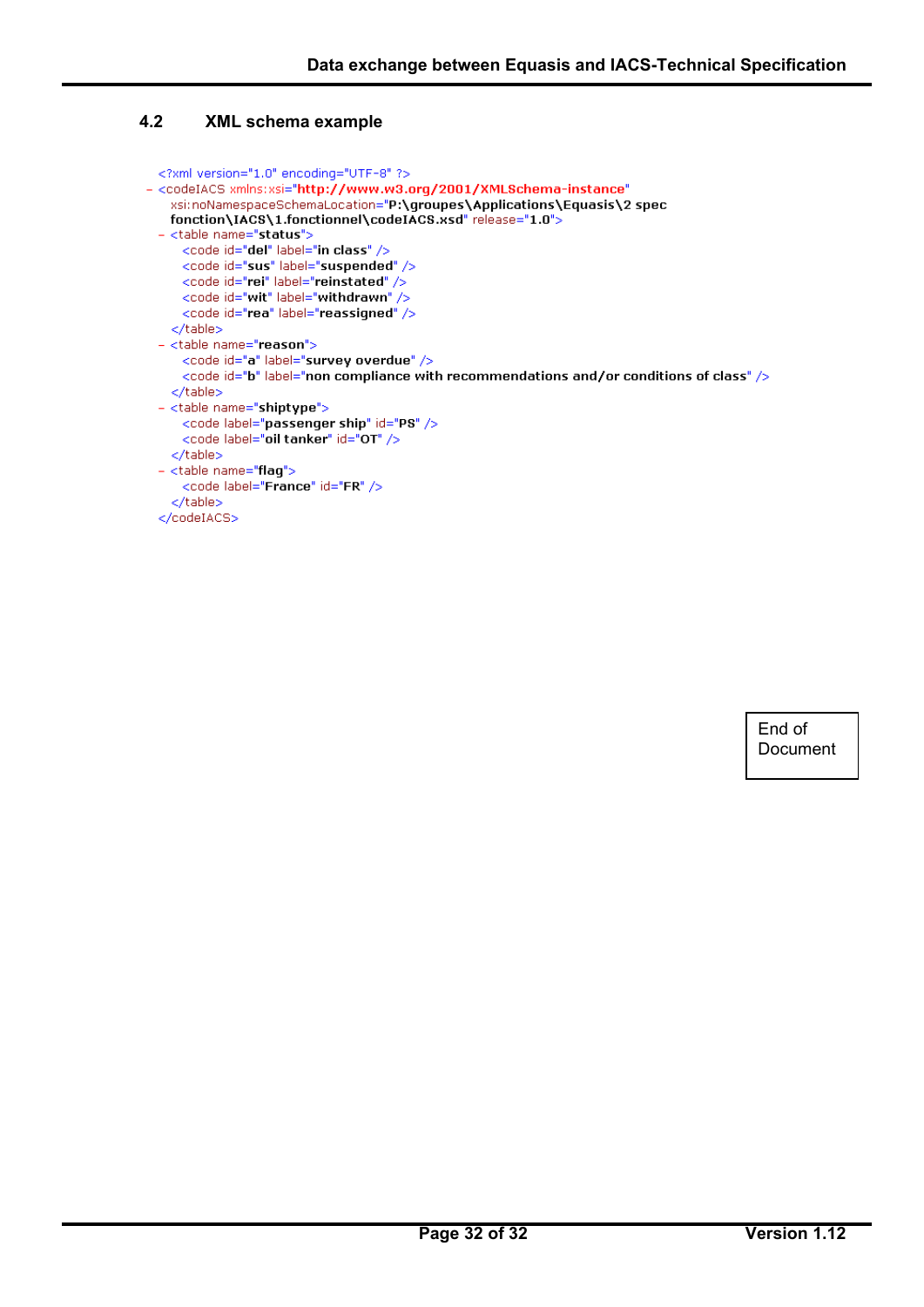## 4.2 XML schema example

```
<?xml version="1.0" encoding="UTF-8" ?>
- <codeIACS xmlns:xsi="http://www.w3.org/2001/XMLSchema-instance"
  xsi:noNamespaceSchemaLocation="P:\groupes\Applications\Equasis\2 spec
  fonction\IACS\1.fonctionnel\codeIACS.xsd" release="1.0">
  - <table name="status">
      <code id="del" label="in class" />
      <code id="sus" label="suspended" />
      <code id="rei" label="reinstated" />
      <code id="wit" label="withdrawn" />
      <code id="rea" label="reassigned" />
    </table>
  - <table name="reason">
      <code id="a" label="survey overdue" />
      <code id="b" label="non compliance with recommendations and/or conditions of class" />
    </table>
  - <table name="shiptype">
      <code label="passenger ship" id="PS" />
      <code label="oil tanker" id="OT" />
    </table>
  - <table name="flag">
      <code label="France" id="FR" />
    </table>
  </codeIACS>
```

End of Document